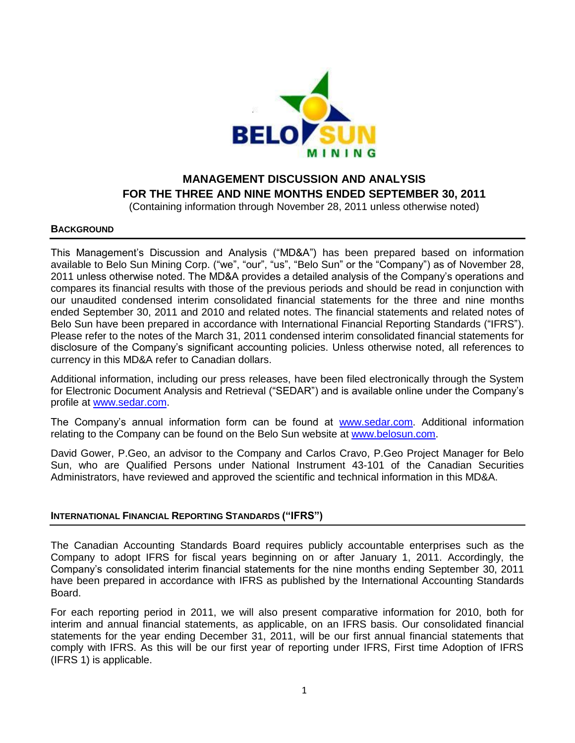# MANAGEMENT DISCUSSION AND ANALYSIS
# FOR THE THREE AND NINE MONTHS ENDED SEPTEMBER 30, 2011

(Containing information through November 28, 2011 unless otherwise noted)

## BACKGROUND

This Management's Discussion and Analysis ("MD&A") has been prepared based on information available to Belo Sun Mining Corp. ("we", "our", "us", "Belo Sun" or the "Company") as of November 28, 2011 unless otherwise noted. The MD&A provides a detailed analysis of the Company's operations and compares its financial results with those of the previous periods and should be read in conjunction with our unaudited condensed interim consolidated financial statements for the three and nine months ended September 30, 2011 and 2010 and related notes. The financial statements and related notes of Belo Sun have been prepared in accordance with International Financial Reporting Standards ("IFRS"). Please refer to the notes of the March 31, 2011 condensed interim consolidated financial statements for disclosure of the Company's significant accounting policies. Unless otherwise noted, all references to currency in this MD&A refer to Canadian dollars.

Additional information, including our press releases, have been filed electronically through the System for Electronic Document Analysis and Retrieval ("SEDAR") and is available online under the Company's profile at www.sedar.com.

The Company's annual information form can be found at www.sedar.com. Additional information relating to the Company can be found on the Belo Sun website at www.belosun.com.

David Gower, P.Geo, an advisor to the Company and Carlos Cravo, P.Geo Project Manager for Belo Sun, who are Qualified Persons under National Instrument 43-101 of the Canadian Securities Administrators, have reviewed and approved the scientific and technical information in this MD&A.

## INTERNATIONAL FINANCIAL REPORTING STANDARDS ("IFRS")

The Canadian Accounting Standards Board requires publicly accountable enterprises such as the Company to adopt IFRS for fiscal years beginning on or after January 1, 2011. Accordingly, the Company's consolidated interim financial statements for the nine months ending September 30, 2011 have been prepared in accordance with IFRS as published by the International Accounting Standards Board.

For each reporting period in 2011, we will also present comparative information for 2010, both for interim and annual financial statements, as applicable, on an IFRS basis. Our consolidated financial statements for the year ending December 31, 2011, will be our first annual financial statements that comply with IFRS. As this will be our first year of reporting under IFRS, First time Adoption of IFRS (IFRS 1) is applicable.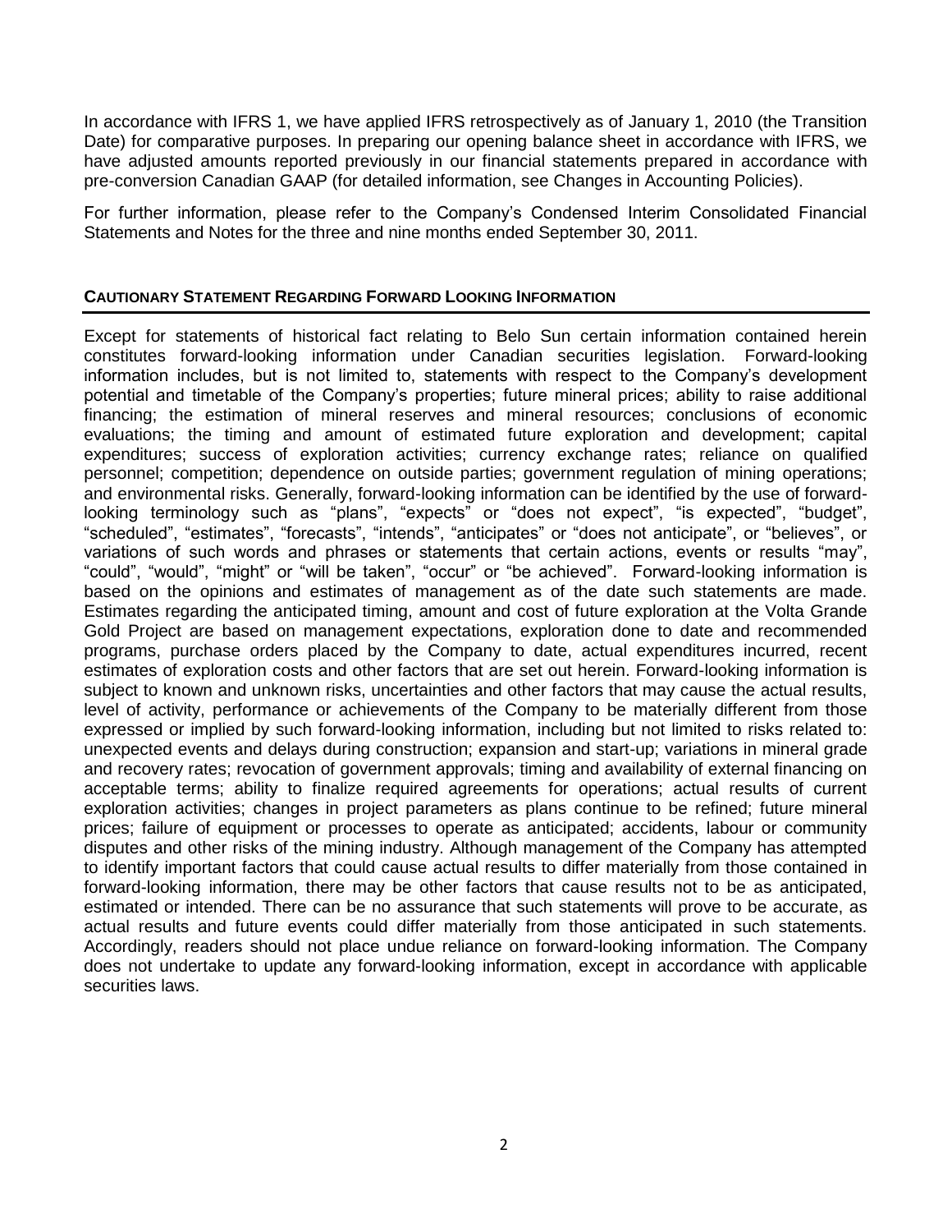In accordance with IFRS 1, we have applied IFRS retrospectively as of January 1, 2010 (the Transition Date) for comparative purposes. In preparing our opening balance sheet in accordance with IFRS, we have adjusted amounts reported previously in our financial statements prepared in accordance with pre-conversion Canadian GAAP (for detailed information, see Changes in Accounting Policies).

For further information, please refer to the Company's Condensed Interim Consolidated Financial Statements and Notes for the three and nine months ended September 30, 2011.

## CAUTIONARY STATEMENT REGARDING FORWARD LOOKING INFORMATION

Except for statements of historical fact relating to Belo Sun certain information contained herein constitutes forward-looking information under Canadian securities legislation. Forward-looking information includes, but is not limited to, statements with respect to the Company's development potential and timetable of the Company's properties; future mineral prices; ability to raise additional financing; the estimation of mineral reserves and mineral resources; conclusions of economic evaluations; the timing and amount of estimated future exploration and development; capital expenditures; success of exploration activities; currency exchange rates; reliance on qualified personnel; competition; dependence on outside parties; government regulation of mining operations; and environmental risks. Generally, forward-looking information can be identified by the use of forward-looking terminology such as "plans", "expects" or "does not expect", "is expected", "budget", "scheduled", "estimates", "forecasts", "intends", "anticipates" or "does not anticipate", or "believes", or variations of such words and phrases or statements that certain actions, events or results "may", "could", "would", "might" or "will be taken", "occur" or "be achieved". Forward-looking information is based on the opinions and estimates of management as of the date such statements are made. Estimates regarding the anticipated timing, amount and cost of future exploration at the Volta Grande Gold Project are based on management expectations, exploration done to date and recommended programs, purchase orders placed by the Company to date, actual expenditures incurred, recent estimates of exploration costs and other factors that are set out herein. Forward-looking information is subject to known and unknown risks, uncertainties and other factors that may cause the actual results, level of activity, performance or achievements of the Company to be materially different from those expressed or implied by such forward-looking information, including but not limited to risks related to: unexpected events and delays during construction; expansion and start-up; variations in mineral grade and recovery rates; revocation of government approvals; timing and availability of external financing on acceptable terms; ability to finalize required agreements for operations; actual results of current exploration activities; changes in project parameters as plans continue to be refined; future mineral prices; failure of equipment or processes to operate as anticipated; accidents, labour or community disputes and other risks of the mining industry. Although management of the Company has attempted to identify important factors that could cause actual results to differ materially from those contained in forward-looking information, there may be other factors that cause results not to be as anticipated, estimated or intended. There can be no assurance that such statements will prove to be accurate, as actual results and future events could differ materially from those anticipated in such statements. Accordingly, readers should not place undue reliance on forward-looking information. The Company does not undertake to update any forward-looking information, except in accordance with applicable securities laws.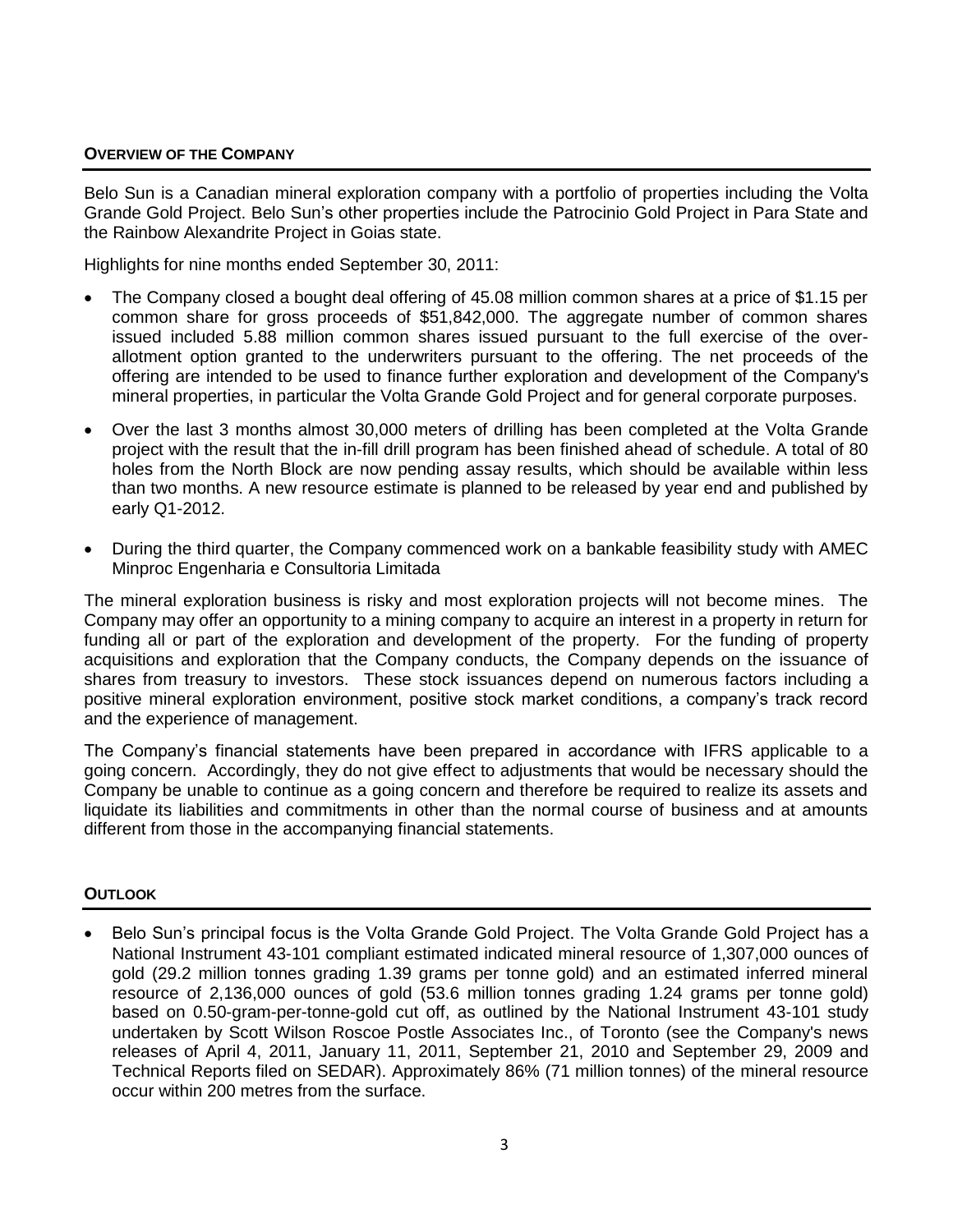## OVERVIEW OF THE COMPANY

Belo Sun is a Canadian mineral exploration company with a portfolio of properties including the Volta Grande Gold Project. Belo Sun's other properties include the Patrocinio Gold Project in Para State and the Rainbow Alexandrite Project in Goias state.

Highlights for nine months ended September 30, 2011:

- The Company closed a bought deal offering of 45.08 million common shares at a price of $1.15 per common share for gross proceeds of $51,842,000. The aggregate number of common shares issued included 5.88 million common shares issued pursuant to the full exercise of the over-allotment option granted to the underwriters pursuant to the offering. The net proceeds of the offering are intended to be used to finance further exploration and development of the Company's mineral properties, in particular the Volta Grande Gold Project and for general corporate purposes.
- Over the last 3 months almost 30,000 meters of drilling has been completed at the Volta Grande project with the result that the in-fill drill program has been finished ahead of schedule. A total of 80 holes from the North Block are now pending assay results, which should be available within less than two months. A new resource estimate is planned to be released by year end and published by early Q1-2012.
- During the third quarter, the Company commenced work on a bankable feasibility study with AMEC Minproc Engenharia e Consultoria Limitada

The mineral exploration business is risky and most exploration projects will not become mines. The Company may offer an opportunity to a mining company to acquire an interest in a property in return for funding all or part of the exploration and development of the property. For the funding of property acquisitions and exploration that the Company conducts, the Company depends on the issuance of shares from treasury to investors. These stock issuances depend on numerous factors including a positive mineral exploration environment, positive stock market conditions, a company's track record and the experience of management.

The Company's financial statements have been prepared in accordance with IFRS applicable to a going concern. Accordingly, they do not give effect to adjustments that would be necessary should the Company be unable to continue as a going concern and therefore be required to realize its assets and liquidate its liabilities and commitments in other than the normal course of business and at amounts different from those in the accompanying financial statements.

## OUTLOOK

- Belo Sun's principal focus is the Volta Grande Gold Project. The Volta Grande Gold Project has a National Instrument 43-101 compliant estimated indicated mineral resource of 1,307,000 ounces of gold (29.2 million tonnes grading 1.39 grams per tonne gold) and an estimated inferred mineral resource of 2,136,000 ounces of gold (53.6 million tonnes grading 1.24 grams per tonne gold) based on 0.50-gram-per-tonne-gold cut off, as outlined by the National Instrument 43-101 study undertaken by Scott Wilson Roscoe Postle Associates Inc., of Toronto (see the Company's news releases of April 4, 2011, January 11, 2011, September 21, 2010 and September 29, 2009 and Technical Reports filed on SEDAR). Approximately 86% (71 million tonnes) of the mineral resource occur within 200 metres from the surface.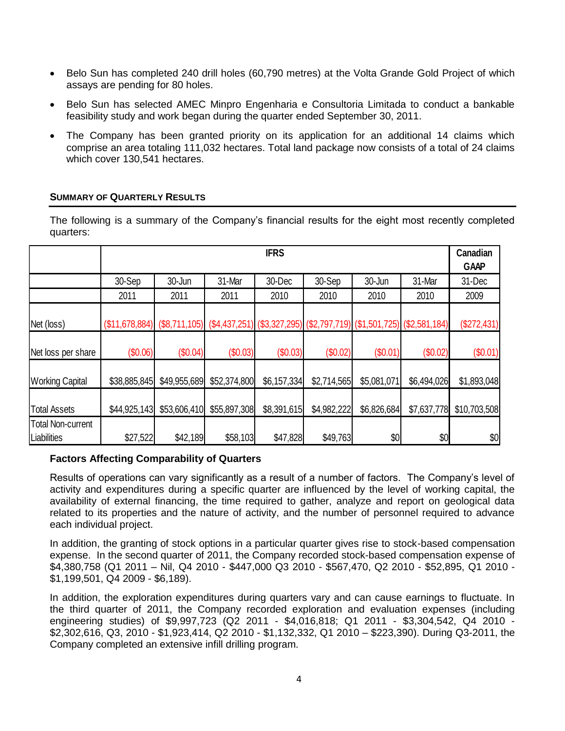- Belo Sun has completed 240 drill holes (60,790 metres) at the Volta Grande Gold Project of which assays are pending for 80 holes.
- Belo Sun has selected AMEC Minpro Engenharia e Consultoria Limitada to conduct a bankable feasibility study and work began during the quarter ended September 30, 2011.
- The Company has been granted priority on its application for an additional 14 claims which comprise an area totaling 111,032 hectares. Total land package now consists of a total of 24 claims which cover 130,541 hectares.

## SUMMARY OF QUARTERLY RESULTS

The following is a summary of the Company's financial results for the eight most recently completed quarters:

| | IFRS | | | | | | | Canadian GAAP |
|---|---|---|---|---|---|---|---|---|
| | 30-Sep | 30-Jun | 31-Mar | 30-Dec | 30-Sep | 30-Jun | 31-Mar | 31-Dec |
| | 2011 | 2011 | 2011 | 2010 | 2010 | 2010 | 2010 | 2009 |
| Net (loss) | ($11,678,884) | ($8,711,105) | ($4,437,251) | ($3,327,295) | ($2,797,719) | ($1,501,725) | ($2,581,184) | ($272,431) |
| Net loss per share | ($0.06) | ($0.04) | ($0.03) | ($0.03) | ($0.02) | ($0.01) | ($0.02) | ($0.01) |
| Working Capital | $38,885,845 | $49,955,689 | $52,374,800 | $6,157,334 | $2,714,565 | $5,081,071 | $6,494,026 | $1,893,048 |
| Total Assets | $44,925,143 | $53,606,410 | $55,897,308 | $8,391,615 | $4,982,222 | $6,826,684 | $7,637,778 | $10,703,508 |
| Total Non-current Liabilities | $27,522 | $42,189 | $58,103 | $47,828 | $49,763 | $0 | $0 | $0 |

**Factors Affecting Comparability of Quarters**

Results of operations can vary significantly as a result of a number of factors. The Company's level of activity and expenditures during a specific quarter are influenced by the level of working capital, the availability of external financing, the time required to gather, analyze and report on geological data related to its properties and the nature of activity, and the number of personnel required to advance each individual project.

In addition, the granting of stock options in a particular quarter gives rise to stock-based compensation expense. In the second quarter of 2011, the Company recorded stock-based compensation expense of $4,380,758 (Q1 2011 – Nil, Q4 2010 - $447,000 Q3 2010 - $567,470, Q2 2010 - $52,895, Q1 2010 - $1,199,501, Q4 2009 - $6,189).

In addition, the exploration expenditures during quarters vary and can cause earnings to fluctuate. In the third quarter of 2011, the Company recorded exploration and evaluation expenses (including engineering studies) of $9,997,723 (Q2 2011 - $4,016,818; Q1 2011 - $3,304,542, Q4 2010 - $2,302,616, Q3, 2010 - $1,923,414, Q2 2010 - $1,132,332, Q1 2010 – $223,390). During Q3-2011, the Company completed an extensive infill drilling program.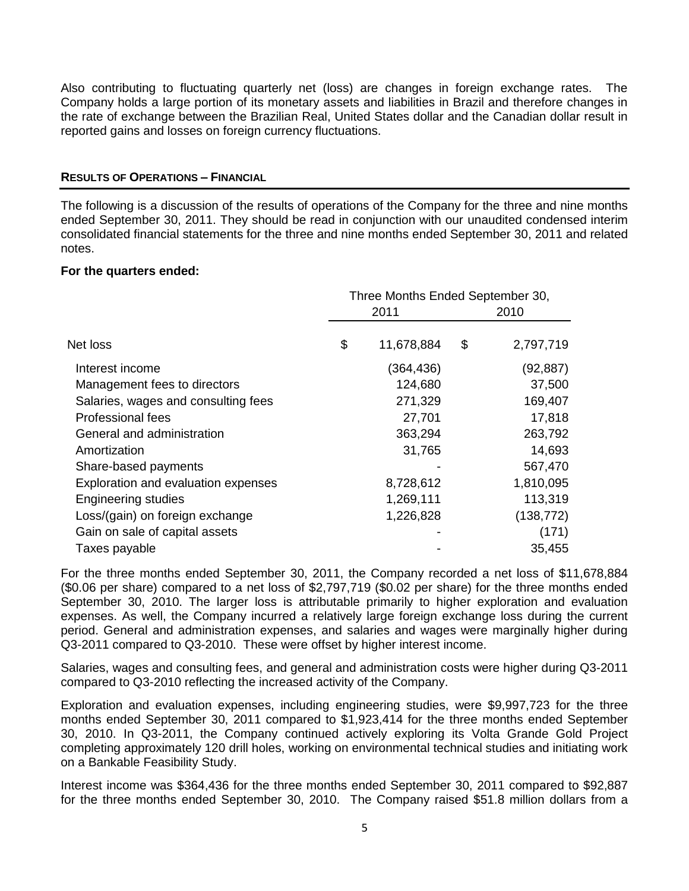Also contributing to fluctuating quarterly net (loss) are changes in foreign exchange rates. The Company holds a large portion of its monetary assets and liabilities in Brazil and therefore changes in the rate of exchange between the Brazilian Real, United States dollar and the Canadian dollar result in reported gains and losses on foreign currency fluctuations.

## RESULTS OF OPERATIONS – FINANCIAL

The following is a discussion of the results of operations of the Company for the three and nine months ended September 30, 2011. They should be read in conjunction with our unaudited condensed interim consolidated financial statements for the three and nine months ended September 30, 2011 and related notes.

**For the quarters ended:**

| | Three Months Ended September 30, | |
|---|---|---|
| | 2011 | 2010 |
| Net loss | $ 11,678,884 | $ 2,797,719 |
| Interest income | (364,436) | (92,887) |
| Management fees to directors | 124,680 | 37,500 |
| Salaries, wages and consulting fees | 271,329 | 169,407 |
| Professional fees | 27,701 | 17,818 |
| General and administration | 363,294 | 263,792 |
| Amortization | 31,765 | 14,693 |
| Share-based payments | - | 567,470 |
| Exploration and evaluation expenses | 8,728,612 | 1,810,095 |
| Engineering studies | 1,269,111 | 113,319 |
| Loss/(gain) on foreign exchange | 1,226,828 | (138,772) |
| Gain on sale of capital assets | - | (171) |
| Taxes payable | - | 35,455 |

For the three months ended September 30, 2011, the Company recorded a net loss of $11,678,884 ($0.06 per share) compared to a net loss of $2,797,719 ($0.02 per share) for the three months ended September 30, 2010. The larger loss is attributable primarily to higher exploration and evaluation expenses. As well, the Company incurred a relatively large foreign exchange loss during the current period. General and administration expenses, and salaries and wages were marginally higher during Q3-2011 compared to Q3-2010. These were offset by higher interest income.

Salaries, wages and consulting fees, and general and administration costs were higher during Q3-2011 compared to Q3-2010 reflecting the increased activity of the Company.

Exploration and evaluation expenses, including engineering studies, were $9,997,723 for the three months ended September 30, 2011 compared to $1,923,414 for the three months ended September 30, 2010. In Q3-2011, the Company continued actively exploring its Volta Grande Gold Project completing approximately 120 drill holes, working on environmental technical studies and initiating work on a Bankable Feasibility Study.

Interest income was $364,436 for the three months ended September 30, 2011 compared to $92,887 for the three months ended September 30, 2010. The Company raised $51.8 million dollars from a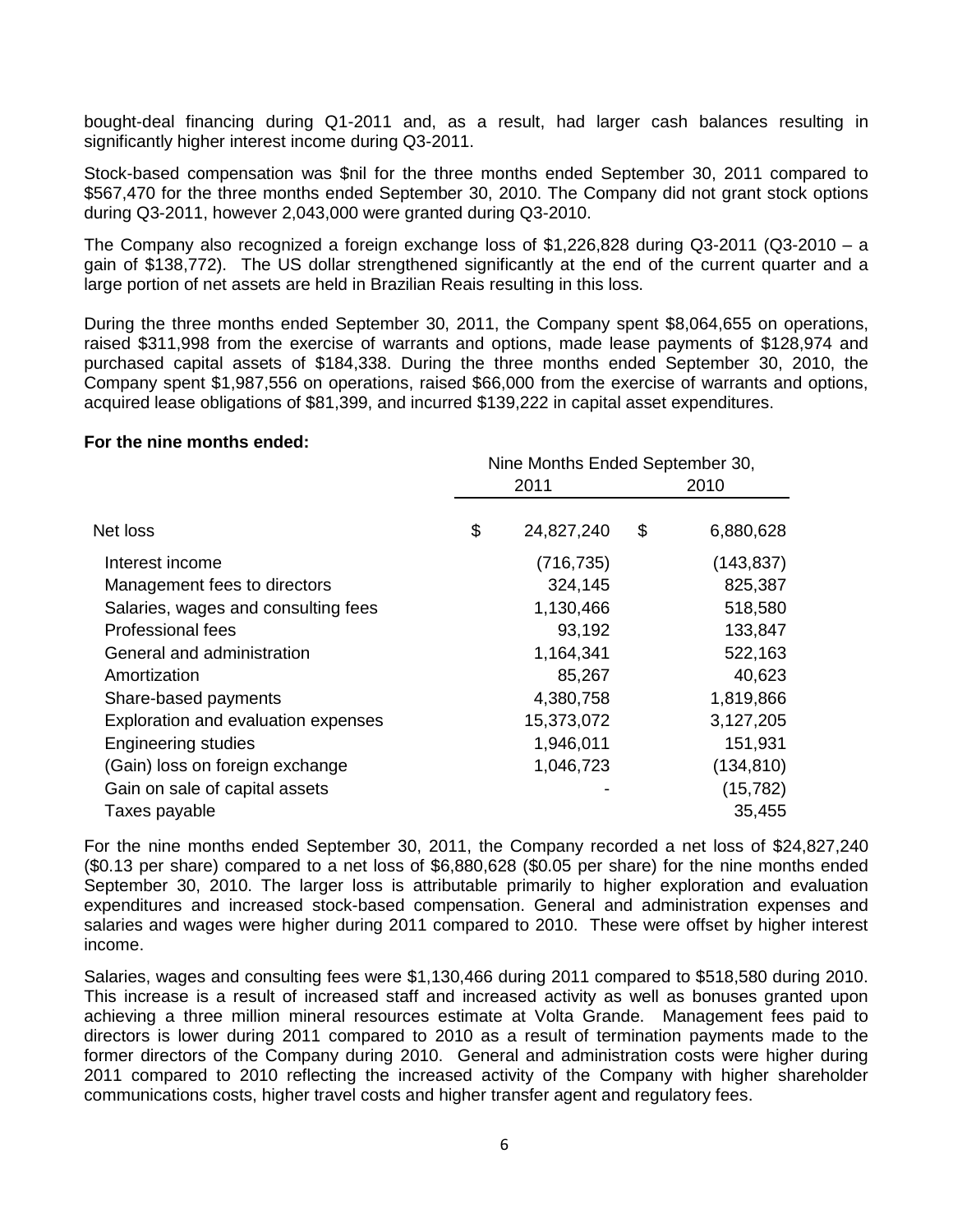bought-deal financing during Q1-2011 and, as a result, had larger cash balances resulting in significantly higher interest income during Q3-2011.

Stock-based compensation was $nil for the three months ended September 30, 2011 compared to $567,470 for the three months ended September 30, 2010. The Company did not grant stock options during Q3-2011, however 2,043,000 were granted during Q3-2010.

The Company also recognized a foreign exchange loss of $1,226,828 during Q3-2011 (Q3-2010 – a gain of $138,772). The US dollar strengthened significantly at the end of the current quarter and a large portion of net assets are held in Brazilian Reais resulting in this loss.

During the three months ended September 30, 2011, the Company spent $8,064,655 on operations, raised $311,998 from the exercise of warrants and options, made lease payments of $128,974 and purchased capital assets of $184,338. During the three months ended September 30, 2010, the Company spent $1,987,556 on operations, raised $66,000 from the exercise of warrants and options, acquired lease obligations of $81,399, and incurred $139,222 in capital asset expenditures.

**For the nine months ended:**

| | Nine Months Ended September 30, 2011 | Nine Months Ended September 30, 2010 |
|---|---|---|
| Net loss | $ 24,827,240 | $ 6,880,628 |
| Interest income | (716,735) | (143,837) |
| Management fees to directors | 324,145 | 825,387 |
| Salaries, wages and consulting fees | 1,130,466 | 518,580 |
| Professional fees | 93,192 | 133,847 |
| General and administration | 1,164,341 | 522,163 |
| Amortization | 85,267 | 40,623 |
| Share-based payments | 4,380,758 | 1,819,866 |
| Exploration and evaluation expenses | 15,373,072 | 3,127,205 |
| Engineering studies | 1,946,011 | 151,931 |
| (Gain) loss on foreign exchange | 1,046,723 | (134,810) |
| Gain on sale of capital assets | - | (15,782) |
| Taxes payable | | 35,455 |

For the nine months ended September 30, 2011, the Company recorded a net loss of $24,827,240 ($0.13 per share) compared to a net loss of $6,880,628 ($0.05 per share) for the nine months ended September 30, 2010. The larger loss is attributable primarily to higher exploration and evaluation expenditures and increased stock-based compensation. General and administration expenses and salaries and wages were higher during 2011 compared to 2010. These were offset by higher interest income.

Salaries, wages and consulting fees were $1,130,466 during 2011 compared to $518,580 during 2010. This increase is a result of increased staff and increased activity as well as bonuses granted upon achieving a three million mineral resources estimate at Volta Grande. Management fees paid to directors is lower during 2011 compared to 2010 as a result of termination payments made to the former directors of the Company during 2010. General and administration costs were higher during 2011 compared to 2010 reflecting the increased activity of the Company with higher shareholder communications costs, higher travel costs and higher transfer agent and regulatory fees.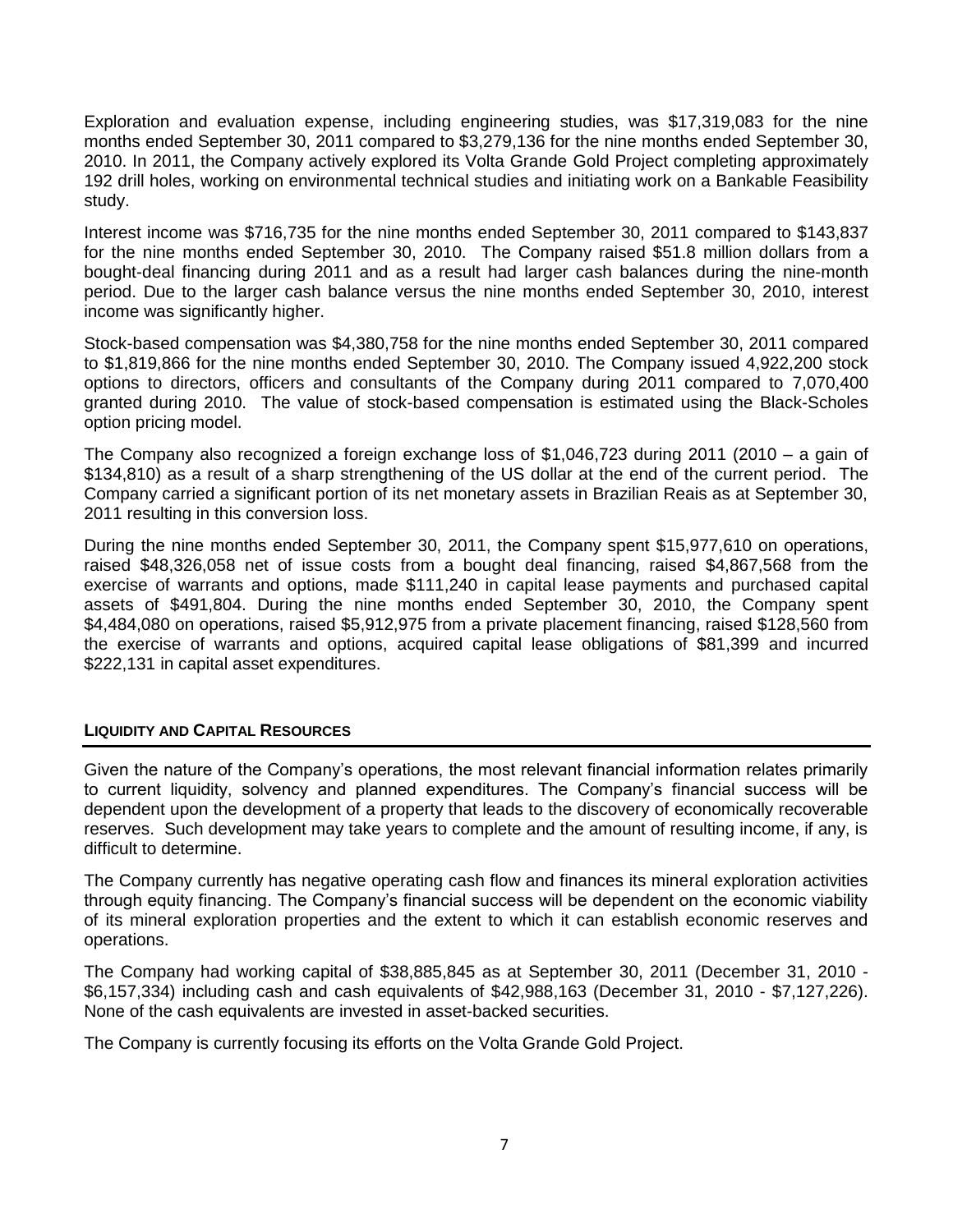Exploration and evaluation expense, including engineering studies, was $17,319,083 for the nine months ended September 30, 2011 compared to $3,279,136 for the nine months ended September 30, 2010. In 2011, the Company actively explored its Volta Grande Gold Project completing approximately 192 drill holes, working on environmental technical studies and initiating work on a Bankable Feasibility study.

Interest income was $716,735 for the nine months ended September 30, 2011 compared to $143,837 for the nine months ended September 30, 2010. The Company raised $51.8 million dollars from a bought-deal financing during 2011 and as a result had larger cash balances during the nine-month period. Due to the larger cash balance versus the nine months ended September 30, 2010, interest income was significantly higher.

Stock-based compensation was $4,380,758 for the nine months ended September 30, 2011 compared to $1,819,866 for the nine months ended September 30, 2010. The Company issued 4,922,200 stock options to directors, officers and consultants of the Company during 2011 compared to 7,070,400 granted during 2010. The value of stock-based compensation is estimated using the Black-Scholes option pricing model.

The Company also recognized a foreign exchange loss of $1,046,723 during 2011 (2010 – a gain of $134,810) as a result of a sharp strengthening of the US dollar at the end of the current period. The Company carried a significant portion of its net monetary assets in Brazilian Reais as at September 30, 2011 resulting in this conversion loss.

During the nine months ended September 30, 2011, the Company spent $15,977,610 on operations, raised $48,326,058 net of issue costs from a bought deal financing, raised $4,867,568 from the exercise of warrants and options, made $111,240 in capital lease payments and purchased capital assets of $491,804. During the nine months ended September 30, 2010, the Company spent $4,484,080 on operations, raised $5,912,975 from a private placement financing, raised $128,560 from the exercise of warrants and options, acquired capital lease obligations of $81,399 and incurred $222,131 in capital asset expenditures.

## LIQUIDITY AND CAPITAL RESOURCES

Given the nature of the Company's operations, the most relevant financial information relates primarily to current liquidity, solvency and planned expenditures. The Company's financial success will be dependent upon the development of a property that leads to the discovery of economically recoverable reserves. Such development may take years to complete and the amount of resulting income, if any, is difficult to determine.

The Company currently has negative operating cash flow and finances its mineral exploration activities through equity financing. The Company's financial success will be dependent on the economic viability of its mineral exploration properties and the extent to which it can establish economic reserves and operations.

The Company had working capital of $38,885,845 as at September 30, 2011 (December 31, 2010 - $6,157,334) including cash and cash equivalents of $42,988,163 (December 31, 2010 - $7,127,226). None of the cash equivalents are invested in asset-backed securities.

The Company is currently focusing its efforts on the Volta Grande Gold Project.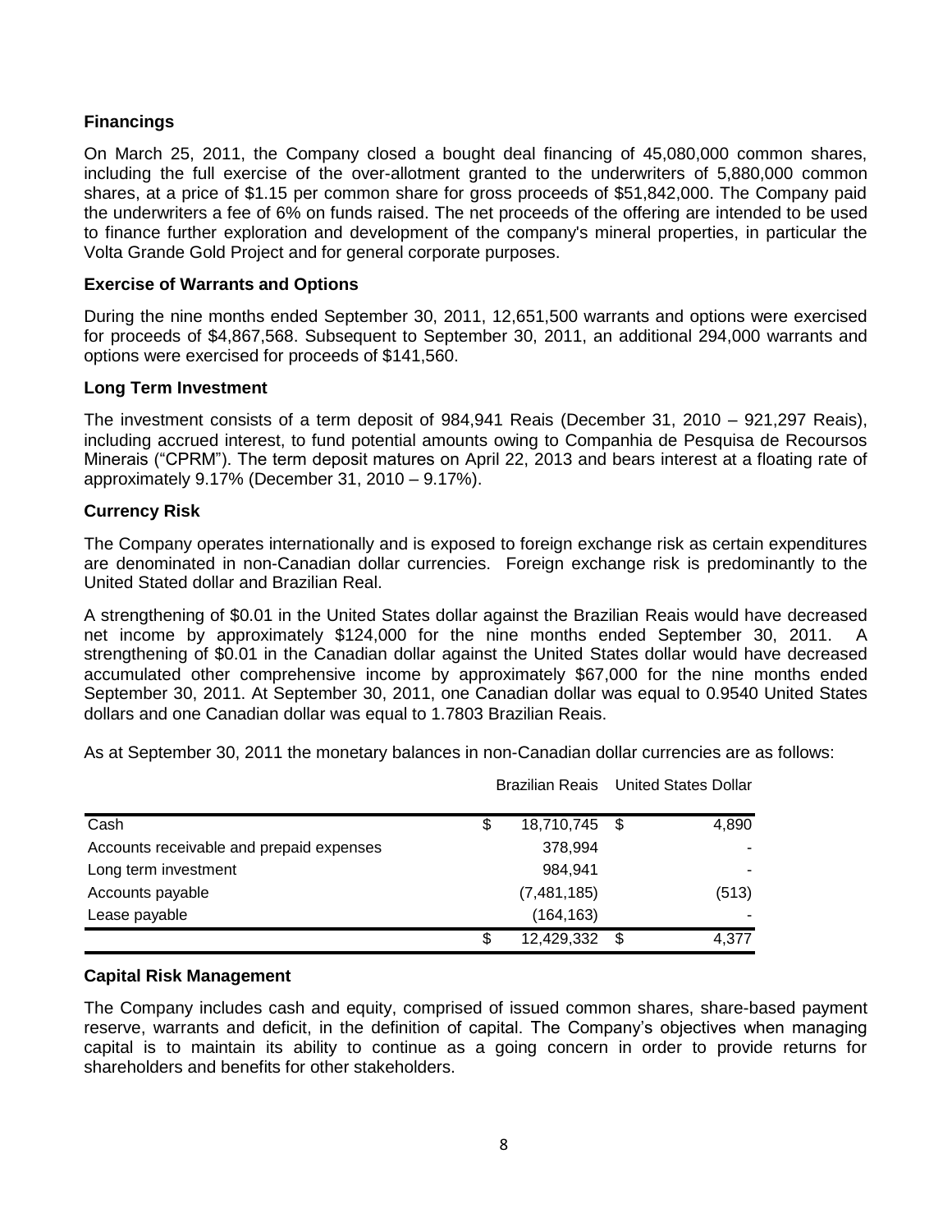### Financings

On March 25, 2011, the Company closed a bought deal financing of 45,080,000 common shares, including the full exercise of the over-allotment granted to the underwriters of 5,880,000 common shares, at a price of \$1.15 per common share for gross proceeds of \$51,842,000. The Company paid the underwriters a fee of 6% on funds raised. The net proceeds of the offering are intended to be used to finance further exploration and development of the company's mineral properties, in particular the Volta Grande Gold Project and for general corporate purposes.

### Exercise of Warrants and Options

During the nine months ended September 30, 2011, 12,651,500 warrants and options were exercised for proceeds of \$4,867,568. Subsequent to September 30, 2011, an additional 294,000 warrants and options were exercised for proceeds of \$141,560.

### Long Term Investment

The investment consists of a term deposit of 984,941 Reais (December 31, 2010 – 921,297 Reais), including accrued interest, to fund potential amounts owing to Companhia de Pesquisa de Recoursos Minerais ("CPRM"). The term deposit matures on April 22, 2013 and bears interest at a floating rate of approximately 9.17% (December 31, 2010 – 9.17%).

### Currency Risk

The Company operates internationally and is exposed to foreign exchange risk as certain expenditures are denominated in non-Canadian dollar currencies. Foreign exchange risk is predominantly to the United Stated dollar and Brazilian Real.

A strengthening of \$0.01 in the United States dollar against the Brazilian Reais would have decreased net income by approximately \$124,000 for the nine months ended September 30, 2011. A strengthening of \$0.01 in the Canadian dollar against the United States dollar would have decreased accumulated other comprehensive income by approximately \$67,000 for the nine months ended September 30, 2011. At September 30, 2011, one Canadian dollar was equal to 0.9540 United States dollars and one Canadian dollar was equal to 1.7803 Brazilian Reais.

As at September 30, 2011 the monetary balances in non-Canadian dollar currencies are as follows:

| | Brazilian Reais | United States Dollar |
|---|---|---|
| Cash | \$ 18,710,745 | \$ 4,890 |
| Accounts receivable and prepaid expenses | 378,994 | - |
| Long term investment | 984,941 | - |
| Accounts payable | (7,481,185) | (513) |
| Lease payable | (164,163) | - |
| | \$ 12,429,332 | \$ 4,377 |

### Capital Risk Management

The Company includes cash and equity, comprised of issued common shares, share-based payment reserve, warrants and deficit, in the definition of capital. The Company's objectives when managing capital is to maintain its ability to continue as a going concern in order to provide returns for shareholders and benefits for other stakeholders.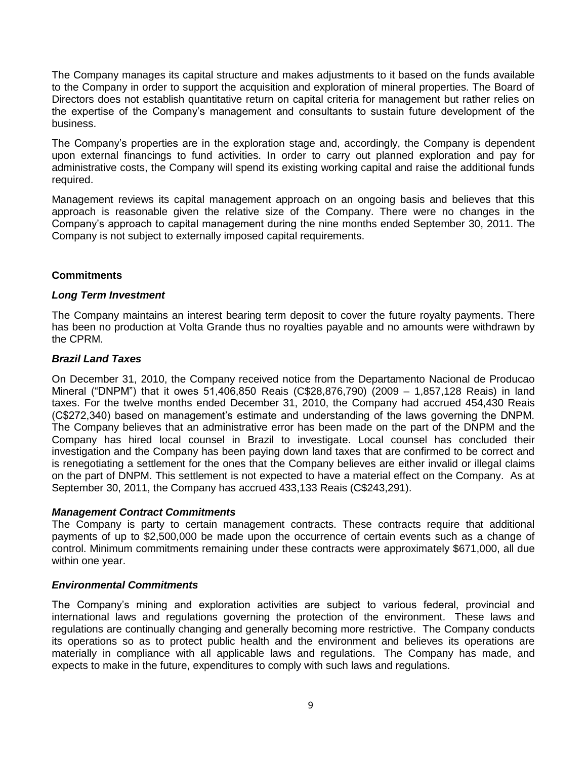The Company manages its capital structure and makes adjustments to it based on the funds available to the Company in order to support the acquisition and exploration of mineral properties. The Board of Directors does not establish quantitative return on capital criteria for management but rather relies on the expertise of the Company's management and consultants to sustain future development of the business.

The Company's properties are in the exploration stage and, accordingly, the Company is dependent upon external financings to fund activities. In order to carry out planned exploration and pay for administrative costs, the Company will spend its existing working capital and raise the additional funds required.

Management reviews its capital management approach on an ongoing basis and believes that this approach is reasonable given the relative size of the Company. There were no changes in the Company's approach to capital management during the nine months ended September 30, 2011. The Company is not subject to externally imposed capital requirements.

## Commitments

### *Long Term Investment*

The Company maintains an interest bearing term deposit to cover the future royalty payments. There has been no production at Volta Grande thus no royalties payable and no amounts were withdrawn by the CPRM.

### *Brazil Land Taxes*

On December 31, 2010, the Company received notice from the Departamento Nacional de Producao Mineral ("DNPM") that it owes 51,406,850 Reais (C$28,876,790) (2009 – 1,857,128 Reais) in land taxes. For the twelve months ended December 31, 2010, the Company had accrued 454,430 Reais (C$272,340) based on management's estimate and understanding of the laws governing the DNPM. The Company believes that an administrative error has been made on the part of the DNPM and the Company has hired local counsel in Brazil to investigate. Local counsel has concluded their investigation and the Company has been paying down land taxes that are confirmed to be correct and is renegotiating a settlement for the ones that the Company believes are either invalid or illegal claims on the part of DNPM. This settlement is not expected to have a material effect on the Company. As at September 30, 2011, the Company has accrued 433,133 Reais (C$243,291).

### *Management Contract Commitments*

The Company is party to certain management contracts. These contracts require that additional payments of up to $2,500,000 be made upon the occurrence of certain events such as a change of control. Minimum commitments remaining under these contracts were approximately $671,000, all due within one year.

### *Environmental Commitments*

The Company's mining and exploration activities are subject to various federal, provincial and international laws and regulations governing the protection of the environment. These laws and regulations are continually changing and generally becoming more restrictive. The Company conducts its operations so as to protect public health and the environment and believes its operations are materially in compliance with all applicable laws and regulations. The Company has made, and expects to make in the future, expenditures to comply with such laws and regulations.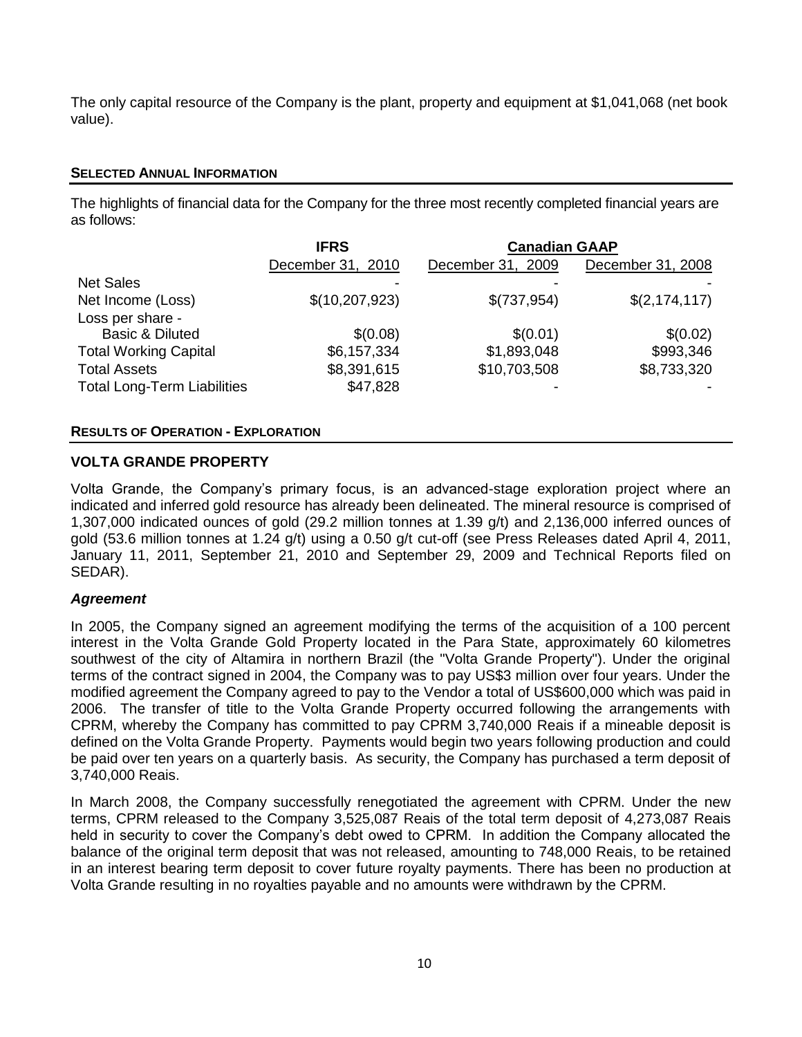The only capital resource of the Company is the plant, property and equipment at $1,041,068 (net book value).

## SELECTED ANNUAL INFORMATION

The highlights of financial data for the Company for the three most recently completed financial years are as follows:

| | IFRS | Canadian GAAP | |
|---|---|---|---|
| | December 31, 2010 | December 31, 2009 | December 31, 2008 |
| Net Sales | - | - | - |
| Net Income (Loss) | $(10,207,923) | $(737,954) | $(2,174,117) |
| Loss per share - Basic & Diluted | $(0.08) | $(0.01) | $(0.02) |
| Total Working Capital | $6,157,334 | $1,893,048 | $993,346 |
| Total Assets | $8,391,615 | $10,703,508 | $8,733,320 |
| Total Long-Term Liabilities | $47,828 | - | - |

## RESULTS OF OPERATION - EXPLORATION

### VOLTA GRANDE PROPERTY

Volta Grande, the Company's primary focus, is an advanced-stage exploration project where an indicated and inferred gold resource has already been delineated. The mineral resource is comprised of 1,307,000 indicated ounces of gold (29.2 million tonnes at 1.39 g/t) and 2,136,000 inferred ounces of gold (53.6 million tonnes at 1.24 g/t) using a 0.50 g/t cut-off (see Press Releases dated April 4, 2011, January 11, 2011, September 21, 2010 and September 29, 2009 and Technical Reports filed on SEDAR).

#### *Agreement*

In 2005, the Company signed an agreement modifying the terms of the acquisition of a 100 percent interest in the Volta Grande Gold Property located in the Para State, approximately 60 kilometres southwest of the city of Altamira in northern Brazil (the "Volta Grande Property"). Under the original terms of the contract signed in 2004, the Company was to pay US$3 million over four years. Under the modified agreement the Company agreed to pay to the Vendor a total of US$600,000 which was paid in 2006. The transfer of title to the Volta Grande Property occurred following the arrangements with CPRM, whereby the Company has committed to pay CPRM 3,740,000 Reais if a mineable deposit is defined on the Volta Grande Property. Payments would begin two years following production and could be paid over ten years on a quarterly basis. As security, the Company has purchased a term deposit of 3,740,000 Reais.

In March 2008, the Company successfully renegotiated the agreement with CPRM. Under the new terms, CPRM released to the Company 3,525,087 Reais of the total term deposit of 4,273,087 Reais held in security to cover the Company's debt owed to CPRM. In addition the Company allocated the balance of the original term deposit that was not released, amounting to 748,000 Reais, to be retained in an interest bearing term deposit to cover future royalty payments. There has been no production at Volta Grande resulting in no royalties payable and no amounts were withdrawn by the CPRM.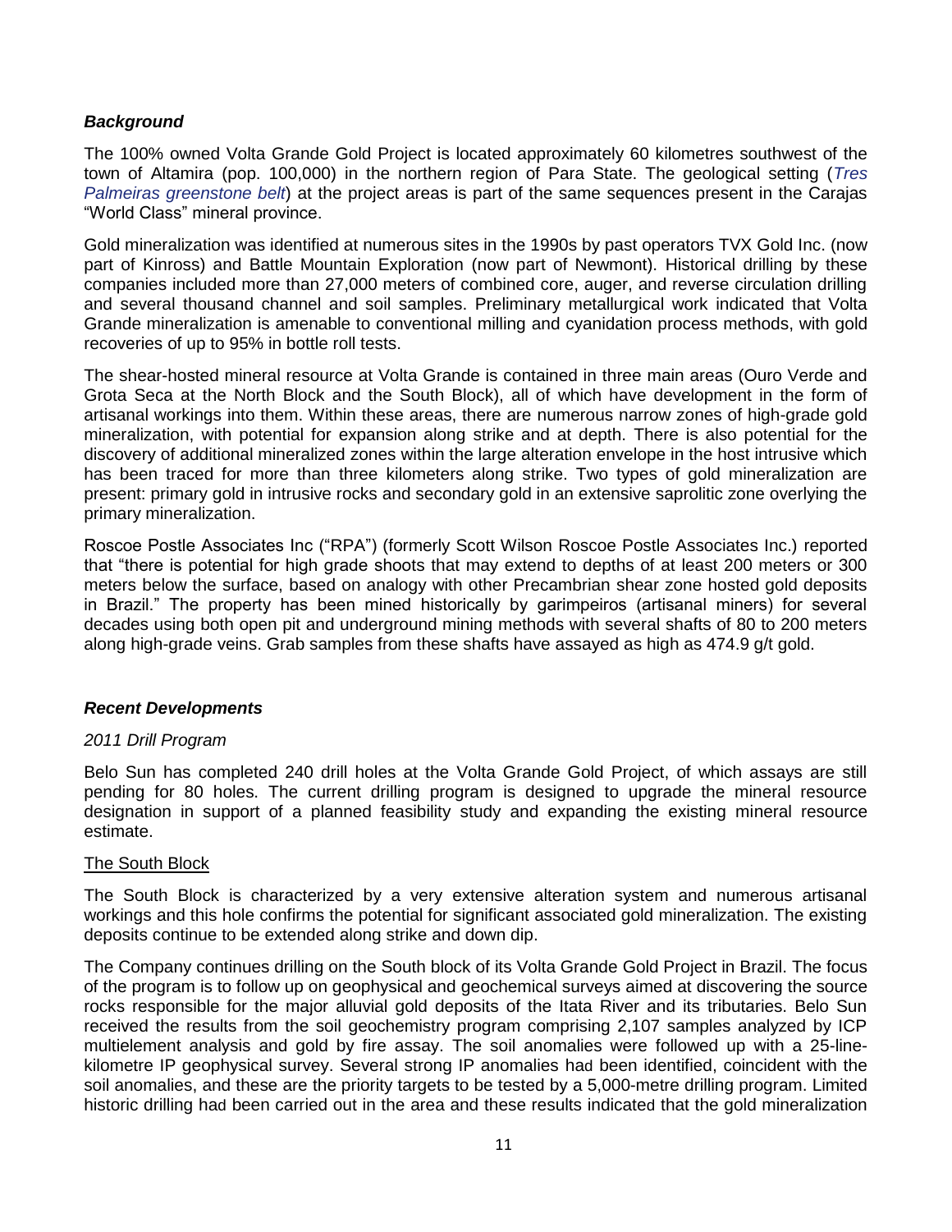### *Background*

The 100% owned Volta Grande Gold Project is located approximately 60 kilometres southwest of the town of Altamira (pop. 100,000) in the northern region of Para State. The geological setting (*Tres Palmeiras greenstone belt*) at the project areas is part of the same sequences present in the Carajas "World Class" mineral province.

Gold mineralization was identified at numerous sites in the 1990s by past operators TVX Gold Inc. (now part of Kinross) and Battle Mountain Exploration (now part of Newmont). Historical drilling by these companies included more than 27,000 meters of combined core, auger, and reverse circulation drilling and several thousand channel and soil samples. Preliminary metallurgical work indicated that Volta Grande mineralization is amenable to conventional milling and cyanidation process methods, with gold recoveries of up to 95% in bottle roll tests.

The shear-hosted mineral resource at Volta Grande is contained in three main areas (Ouro Verde and Grota Seca at the North Block and the South Block), all of which have development in the form of artisanal workings into them. Within these areas, there are numerous narrow zones of high-grade gold mineralization, with potential for expansion along strike and at depth. There is also potential for the discovery of additional mineralized zones within the large alteration envelope in the host intrusive which has been traced for more than three kilometers along strike. Two types of gold mineralization are present: primary gold in intrusive rocks and secondary gold in an extensive saprolitic zone overlying the primary mineralization.

Roscoe Postle Associates Inc ("RPA") (formerly Scott Wilson Roscoe Postle Associates Inc.) reported that "there is potential for high grade shoots that may extend to depths of at least 200 meters or 300 meters below the surface, based on analogy with other Precambrian shear zone hosted gold deposits in Brazil." The property has been mined historically by garimpeiros (artisanal miners) for several decades using both open pit and underground mining methods with several shafts of 80 to 200 meters along high-grade veins. Grab samples from these shafts have assayed as high as 474.9 g/t gold.

### *Recent Developments*

*2011 Drill Program*

Belo Sun has completed 240 drill holes at the Volta Grande Gold Project, of which assays are still pending for 80 holes. The current drilling program is designed to upgrade the mineral resource designation in support of a planned feasibility study and expanding the existing mineral resource estimate.

<u>The South Block</u>

The South Block is characterized by a very extensive alteration system and numerous artisanal workings and this hole confirms the potential for significant associated gold mineralization. The existing deposits continue to be extended along strike and down dip.

The Company continues drilling on the South block of its Volta Grande Gold Project in Brazil. The focus of the program is to follow up on geophysical and geochemical surveys aimed at discovering the source rocks responsible for the major alluvial gold deposits of the Itata River and its tributaries. Belo Sun received the results from the soil geochemistry program comprising 2,107 samples analyzed by ICP multielement analysis and gold by fire assay. The soil anomalies were followed up with a 25-line-kilometre IP geophysical survey. Several strong IP anomalies had been identified, coincident with the soil anomalies, and these are the priority targets to be tested by a 5,000-metre drilling program. Limited historic drilling had been carried out in the area and these results indicated that the gold mineralization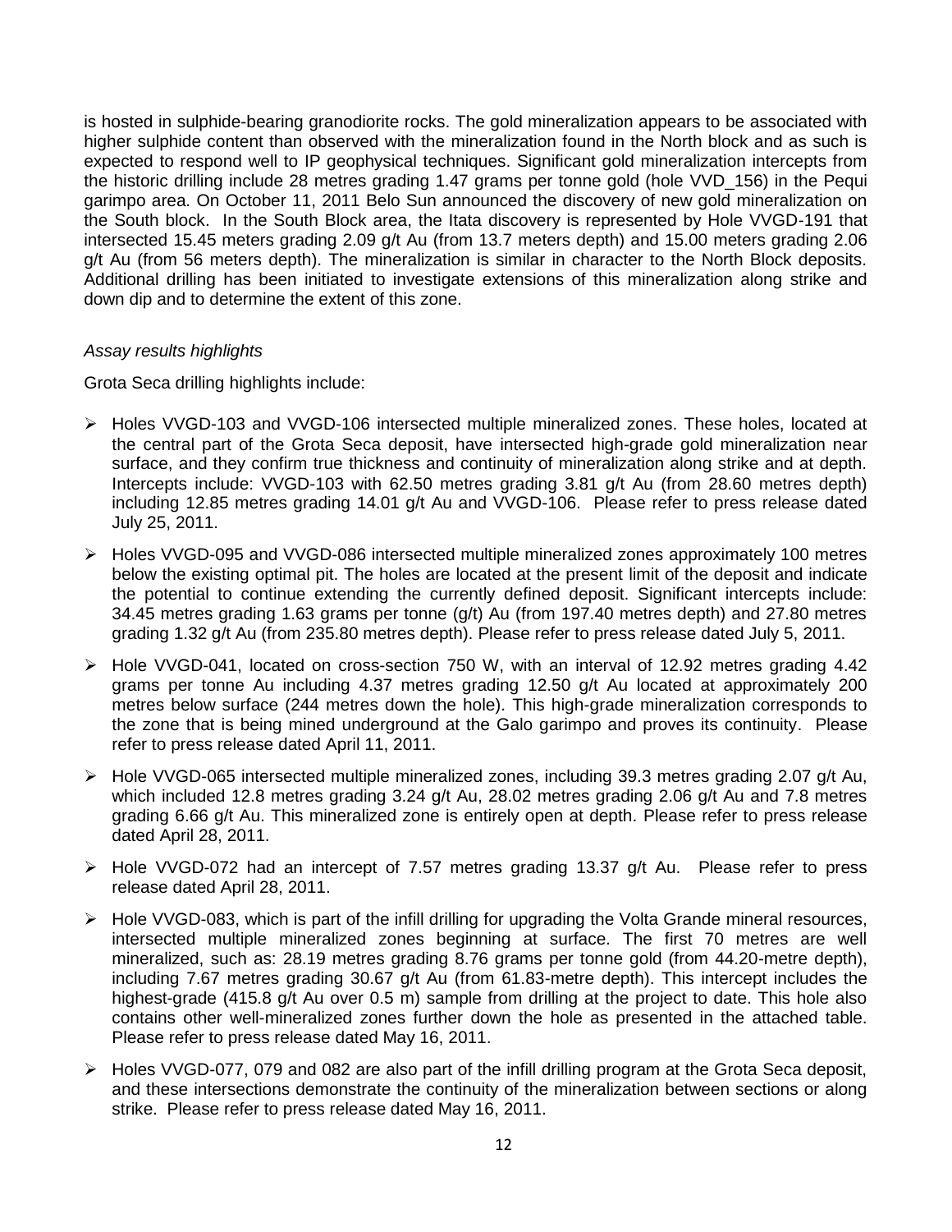is hosted in sulphide-bearing granodiorite rocks. The gold mineralization appears to be associated with higher sulphide content than observed with the mineralization found in the North block and as such is expected to respond well to IP geophysical techniques. Significant gold mineralization intercepts from the historic drilling include 28 metres grading 1.47 grams per tonne gold (hole VVD_156) in the Pequi garimpo area. On October 11, 2011 Belo Sun announced the discovery of new gold mineralization on the South block. In the South Block area, the Itata discovery is represented by Hole VVGD-191 that intersected 15.45 meters grading 2.09 g/t Au (from 13.7 meters depth) and 15.00 meters grading 2.06 g/t Au (from 56 meters depth). The mineralization is similar in character to the North Block deposits. Additional drilling has been initiated to investigate extensions of this mineralization along strike and down dip and to determine the extent of this zone.

*Assay results highlights*

Grota Seca drilling highlights include:

- Holes VVGD-103 and VVGD-106 intersected multiple mineralized zones. These holes, located at the central part of the Grota Seca deposit, have intersected high-grade gold mineralization near surface, and they confirm true thickness and continuity of mineralization along strike and at depth. Intercepts include: VVGD-103 with 62.50 metres grading 3.81 g/t Au (from 28.60 metres depth) including 12.85 metres grading 14.01 g/t Au and VVGD-106. Please refer to press release dated July 25, 2011.
- Holes VVGD-095 and VVGD-086 intersected multiple mineralized zones approximately 100 metres below the existing optimal pit. The holes are located at the present limit of the deposit and indicate the potential to continue extending the currently defined deposit. Significant intercepts include: 34.45 metres grading 1.63 grams per tonne (g/t) Au (from 197.40 metres depth) and 27.80 metres grading 1.32 g/t Au (from 235.80 metres depth). Please refer to press release dated July 5, 2011.
- Hole VVGD-041, located on cross-section 750 W, with an interval of 12.92 metres grading 4.42 grams per tonne Au including 4.37 metres grading 12.50 g/t Au located at approximately 200 metres below surface (244 metres down the hole). This high-grade mineralization corresponds to the zone that is being mined underground at the Galo garimpo and proves its continuity. Please refer to press release dated April 11, 2011.
- Hole VVGD-065 intersected multiple mineralized zones, including 39.3 metres grading 2.07 g/t Au, which included 12.8 metres grading 3.24 g/t Au, 28.02 metres grading 2.06 g/t Au and 7.8 metres grading 6.66 g/t Au. This mineralized zone is entirely open at depth. Please refer to press release dated April 28, 2011.
- Hole VVGD-072 had an intercept of 7.57 metres grading 13.37 g/t Au. Please refer to press release dated April 28, 2011.
- Hole VVGD-083, which is part of the infill drilling for upgrading the Volta Grande mineral resources, intersected multiple mineralized zones beginning at surface. The first 70 metres are well mineralized, such as: 28.19 metres grading 8.76 grams per tonne gold (from 44.20-metre depth), including 7.67 metres grading 30.67 g/t Au (from 61.83-metre depth). This intercept includes the highest-grade (415.8 g/t Au over 0.5 m) sample from drilling at the project to date. This hole also contains other well-mineralized zones further down the hole as presented in the attached table. Please refer to press release dated May 16, 2011.
- Holes VVGD-077, 079 and 082 are also part of the infill drilling program at the Grota Seca deposit, and these intersections demonstrate the continuity of the mineralization between sections or along strike. Please refer to press release dated May 16, 2011.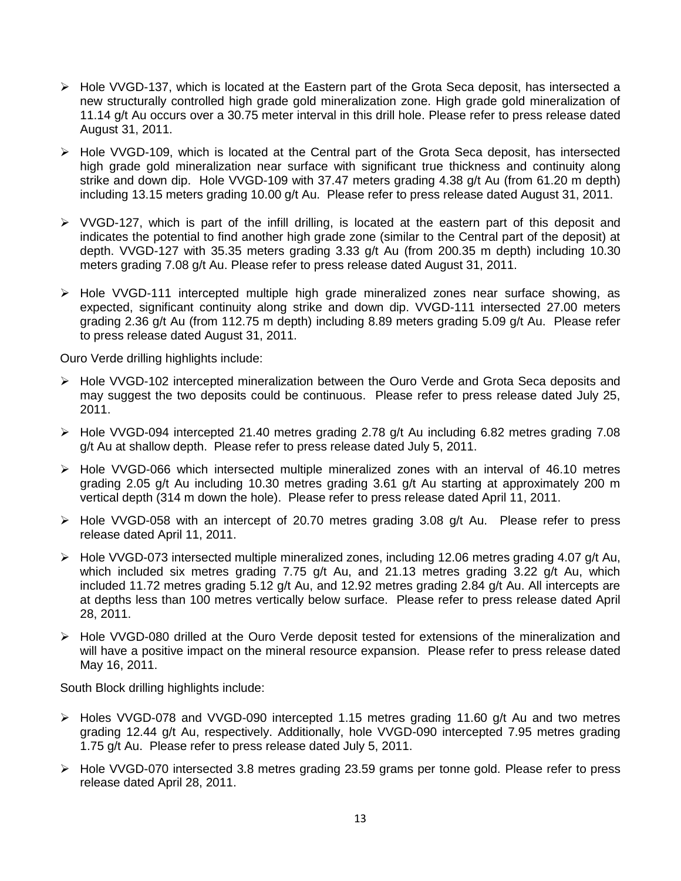- Hole VVGD-137, which is located at the Eastern part of the Grota Seca deposit, has intersected a new structurally controlled high grade gold mineralization zone. High grade gold mineralization of 11.14 g/t Au occurs over a 30.75 meter interval in this drill hole. Please refer to press release dated August 31, 2011.
- Hole VVGD-109, which is located at the Central part of the Grota Seca deposit, has intersected high grade gold mineralization near surface with significant true thickness and continuity along strike and down dip. Hole VVGD-109 with 37.47 meters grading 4.38 g/t Au (from 61.20 m depth) including 13.15 meters grading 10.00 g/t Au. Please refer to press release dated August 31, 2011.
- VVGD-127, which is part of the infill drilling, is located at the eastern part of this deposit and indicates the potential to find another high grade zone (similar to the Central part of the deposit) at depth. VVGD-127 with 35.35 meters grading 3.33 g/t Au (from 200.35 m depth) including 10.30 meters grading 7.08 g/t Au. Please refer to press release dated August 31, 2011.
- Hole VVGD-111 intercepted multiple high grade mineralized zones near surface showing, as expected, significant continuity along strike and down dip. VVGD-111 intersected 27.00 meters grading 2.36 g/t Au (from 112.75 m depth) including 8.89 meters grading 5.09 g/t Au. Please refer to press release dated August 31, 2011.

Ouro Verde drilling highlights include:

- Hole VVGD-102 intercepted mineralization between the Ouro Verde and Grota Seca deposits and may suggest the two deposits could be continuous. Please refer to press release dated July 25, 2011.
- Hole VVGD-094 intercepted 21.40 metres grading 2.78 g/t Au including 6.82 metres grading 7.08 g/t Au at shallow depth. Please refer to press release dated July 5, 2011.
- Hole VVGD-066 which intersected multiple mineralized zones with an interval of 46.10 metres grading 2.05 g/t Au including 10.30 metres grading 3.61 g/t Au starting at approximately 200 m vertical depth (314 m down the hole). Please refer to press release dated April 11, 2011.
- Hole VVGD-058 with an intercept of 20.70 metres grading 3.08 g/t Au. Please refer to press release dated April 11, 2011.
- Hole VVGD-073 intersected multiple mineralized zones, including 12.06 metres grading 4.07 g/t Au, which included six metres grading 7.75 g/t Au, and 21.13 metres grading 3.22 g/t Au, which included 11.72 metres grading 5.12 g/t Au, and 12.92 metres grading 2.84 g/t Au. All intercepts are at depths less than 100 metres vertically below surface. Please refer to press release dated April 28, 2011.
- Hole VVGD-080 drilled at the Ouro Verde deposit tested for extensions of the mineralization and will have a positive impact on the mineral resource expansion. Please refer to press release dated May 16, 2011.

South Block drilling highlights include:

- Holes VVGD-078 and VVGD-090 intercepted 1.15 metres grading 11.60 g/t Au and two metres grading 12.44 g/t Au, respectively. Additionally, hole VVGD-090 intercepted 7.95 metres grading 1.75 g/t Au. Please refer to press release dated July 5, 2011.
- Hole VVGD-070 intersected 3.8 metres grading 23.59 grams per tonne gold. Please refer to press release dated April 28, 2011.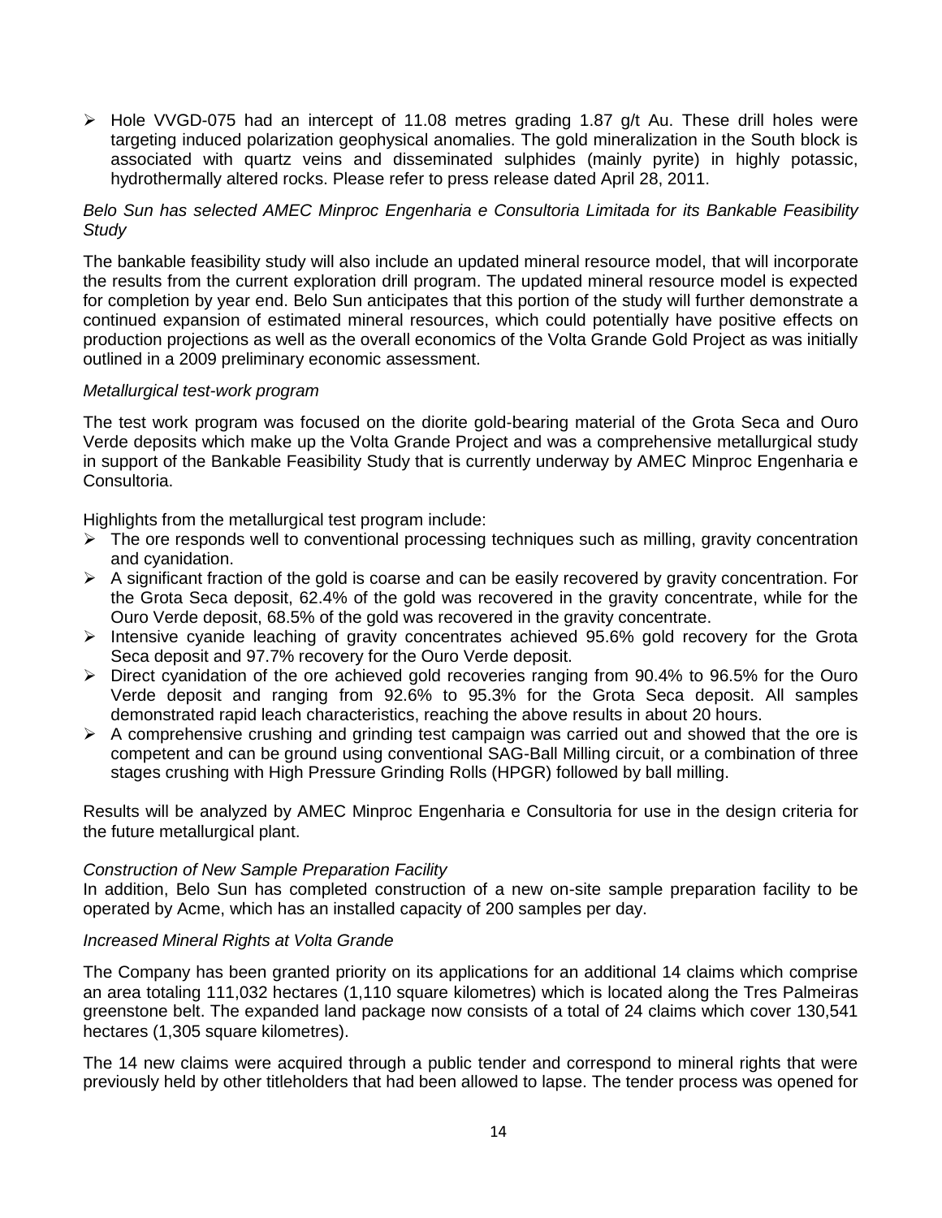- Hole VVGD-075 had an intercept of 11.08 metres grading 1.87 g/t Au. These drill holes were targeting induced polarization geophysical anomalies. The gold mineralization in the South block is associated with quartz veins and disseminated sulphides (mainly pyrite) in highly potassic, hydrothermally altered rocks. Please refer to press release dated April 28, 2011.

*Belo Sun has selected AMEC Minproc Engenharia e Consultoria Limitada for its Bankable Feasibility Study*

The bankable feasibility study will also include an updated mineral resource model, that will incorporate the results from the current exploration drill program. The updated mineral resource model is expected for completion by year end. Belo Sun anticipates that this portion of the study will further demonstrate a continued expansion of estimated mineral resources, which could potentially have positive effects on production projections as well as the overall economics of the Volta Grande Gold Project as was initially outlined in a 2009 preliminary economic assessment.

*Metallurgical test-work program*

The test work program was focused on the diorite gold-bearing material of the Grota Seca and Ouro Verde deposits which make up the Volta Grande Project and was a comprehensive metallurgical study in support of the Bankable Feasibility Study that is currently underway by AMEC Minproc Engenharia e Consultoria.

Highlights from the metallurgical test program include:

- The ore responds well to conventional processing techniques such as milling, gravity concentration and cyanidation.
- A significant fraction of the gold is coarse and can be easily recovered by gravity concentration. For the Grota Seca deposit, 62.4% of the gold was recovered in the gravity concentrate, while for the Ouro Verde deposit, 68.5% of the gold was recovered in the gravity concentrate.
- Intensive cyanide leaching of gravity concentrates achieved 95.6% gold recovery for the Grota Seca deposit and 97.7% recovery for the Ouro Verde deposit.
- Direct cyanidation of the ore achieved gold recoveries ranging from 90.4% to 96.5% for the Ouro Verde deposit and ranging from 92.6% to 95.3% for the Grota Seca deposit. All samples demonstrated rapid leach characteristics, reaching the above results in about 20 hours.
- A comprehensive crushing and grinding test campaign was carried out and showed that the ore is competent and can be ground using conventional SAG-Ball Milling circuit, or a combination of three stages crushing with High Pressure Grinding Rolls (HPGR) followed by ball milling.

Results will be analyzed by AMEC Minproc Engenharia e Consultoria for use in the design criteria for the future metallurgical plant.

*Construction of New Sample Preparation Facility*

In addition, Belo Sun has completed construction of a new on-site sample preparation facility to be operated by Acme, which has an installed capacity of 200 samples per day.

*Increased Mineral Rights at Volta Grande*

The Company has been granted priority on its applications for an additional 14 claims which comprise an area totaling 111,032 hectares (1,110 square kilometres) which is located along the Tres Palmeiras greenstone belt. The expanded land package now consists of a total of 24 claims which cover 130,541 hectares (1,305 square kilometres).

The 14 new claims were acquired through a public tender and correspond to mineral rights that were previously held by other titleholders that had been allowed to lapse. The tender process was opened for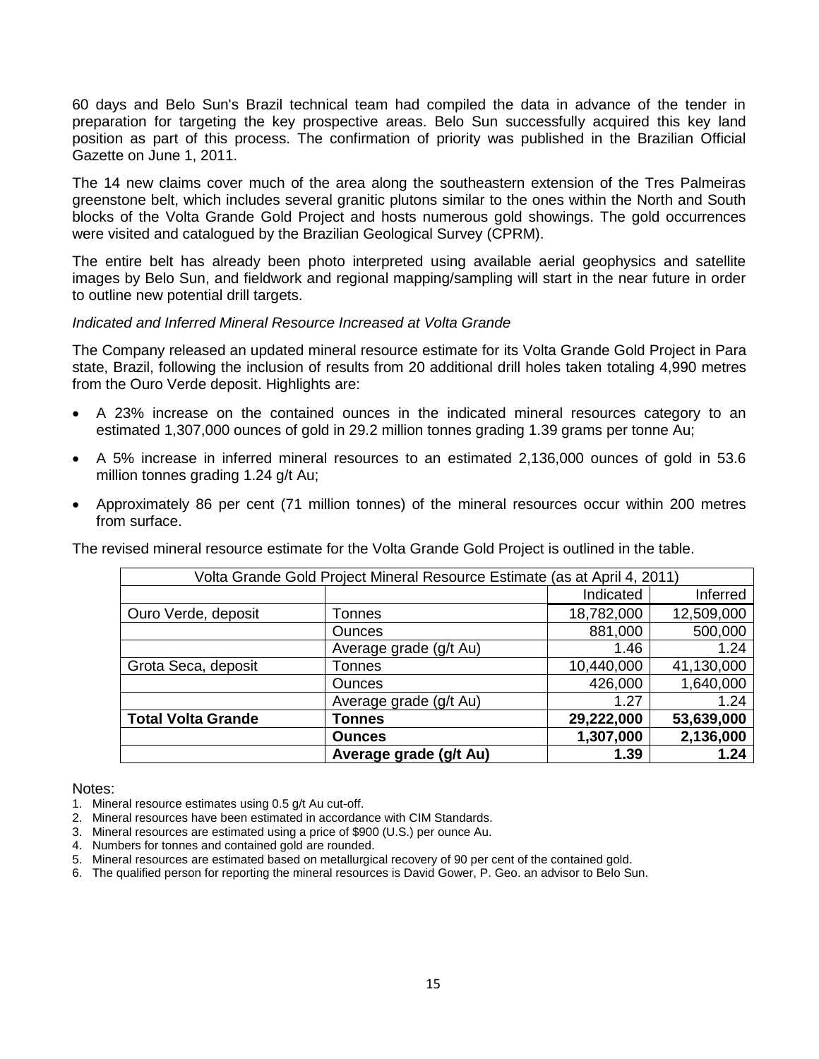60 days and Belo Sun's Brazil technical team had compiled the data in advance of the tender in preparation for targeting the key prospective areas. Belo Sun successfully acquired this key land position as part of this process. The confirmation of priority was published in the Brazilian Official Gazette on June 1, 2011.

The 14 new claims cover much of the area along the southeastern extension of the Tres Palmeiras greenstone belt, which includes several granitic plutons similar to the ones within the North and South blocks of the Volta Grande Gold Project and hosts numerous gold showings. The gold occurrences were visited and catalogued by the Brazilian Geological Survey (CPRM).

The entire belt has already been photo interpreted using available aerial geophysics and satellite images by Belo Sun, and fieldwork and regional mapping/sampling will start in the near future in order to outline new potential drill targets.

*Indicated and Inferred Mineral Resource Increased at Volta Grande*

The Company released an updated mineral resource estimate for its Volta Grande Gold Project in Para state, Brazil, following the inclusion of results from 20 additional drill holes taken totaling 4,990 metres from the Ouro Verde deposit. Highlights are:

- A 23% increase on the contained ounces in the indicated mineral resources category to an estimated 1,307,000 ounces of gold in 29.2 million tonnes grading 1.39 grams per tonne Au;
- A 5% increase in inferred mineral resources to an estimated 2,136,000 ounces of gold in 53.6 million tonnes grading 1.24 g/t Au;
- Approximately 86 per cent (71 million tonnes) of the mineral resources occur within 200 metres from surface.

The revised mineral resource estimate for the Volta Grande Gold Project is outlined in the table.

| Volta Grande Gold Project Mineral Resource Estimate (as at April 4, 2011) | | | |
|---|---|---|---|
| | | Indicated | Inferred |
| Ouro Verde, deposit | Tonnes | 18,782,000 | 12,509,000 |
| | Ounces | 881,000 | 500,000 |
| | Average grade (g/t Au) | 1.46 | 1.24 |
| Grota Seca, deposit | Tonnes | 10,440,000 | 41,130,000 |
| | Ounces | 426,000 | 1,640,000 |
| | Average grade (g/t Au) | 1.27 | 1.24 |
| **Total Volta Grande** | **Tonnes** | **29,222,000** | **53,639,000** |
| | **Ounces** | **1,307,000** | **2,136,000** |
| | **Average grade (g/t Au)** | **1.39** | **1.24** |

Notes:

1. Mineral resource estimates using 0.5 g/t Au cut-off.
2. Mineral resources have been estimated in accordance with CIM Standards.
3. Mineral resources are estimated using a price of $900 (U.S.) per ounce Au.
4. Numbers for tonnes and contained gold are rounded.
5. Mineral resources are estimated based on metallurgical recovery of 90 per cent of the contained gold.
6. The qualified person for reporting the mineral resources is David Gower, P. Geo. an advisor to Belo Sun.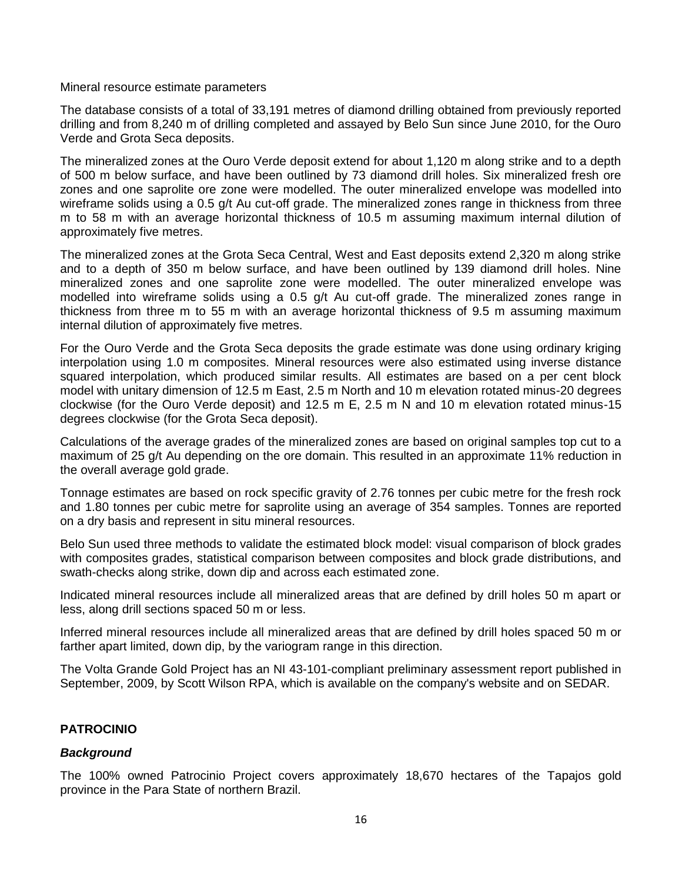Mineral resource estimate parameters

The database consists of a total of 33,191 metres of diamond drilling obtained from previously reported drilling and from 8,240 m of drilling completed and assayed by Belo Sun since June 2010, for the Ouro Verde and Grota Seca deposits.

The mineralized zones at the Ouro Verde deposit extend for about 1,120 m along strike and to a depth of 500 m below surface, and have been outlined by 73 diamond drill holes. Six mineralized fresh ore zones and one saprolite ore zone were modelled. The outer mineralized envelope was modelled into wireframe solids using a 0.5 g/t Au cut-off grade. The mineralized zones range in thickness from three m to 58 m with an average horizontal thickness of 10.5 m assuming maximum internal dilution of approximately five metres.

The mineralized zones at the Grota Seca Central, West and East deposits extend 2,320 m along strike and to a depth of 350 m below surface, and have been outlined by 139 diamond drill holes. Nine mineralized zones and one saprolite zone were modelled. The outer mineralized envelope was modelled into wireframe solids using a 0.5 g/t Au cut-off grade. The mineralized zones range in thickness from three m to 55 m with an average horizontal thickness of 9.5 m assuming maximum internal dilution of approximately five metres.

For the Ouro Verde and the Grota Seca deposits the grade estimate was done using ordinary kriging interpolation using 1.0 m composites. Mineral resources were also estimated using inverse distance squared interpolation, which produced similar results. All estimates are based on a per cent block model with unitary dimension of 12.5 m East, 2.5 m North and 10 m elevation rotated minus-20 degrees clockwise (for the Ouro Verde deposit) and 12.5 m E, 2.5 m N and 10 m elevation rotated minus-15 degrees clockwise (for the Grota Seca deposit).

Calculations of the average grades of the mineralized zones are based on original samples top cut to a maximum of 25 g/t Au depending on the ore domain. This resulted in an approximate 11% reduction in the overall average gold grade.

Tonnage estimates are based on rock specific gravity of 2.76 tonnes per cubic metre for the fresh rock and 1.80 tonnes per cubic metre for saprolite using an average of 354 samples. Tonnes are reported on a dry basis and represent in situ mineral resources.

Belo Sun used three methods to validate the estimated block model: visual comparison of block grades with composites grades, statistical comparison between composites and block grade distributions, and swath-checks along strike, down dip and across each estimated zone.

Indicated mineral resources include all mineralized areas that are defined by drill holes 50 m apart or less, along drill sections spaced 50 m or less.

Inferred mineral resources include all mineralized areas that are defined by drill holes spaced 50 m or farther apart limited, down dip, by the variogram range in this direction.

The Volta Grande Gold Project has an NI 43-101-compliant preliminary assessment report published in September, 2009, by Scott Wilson RPA, which is available on the company's website and on SEDAR.

## PATROCINIO

### *Background*

The 100% owned Patrocinio Project covers approximately 18,670 hectares of the Tapajos gold province in the Para State of northern Brazil.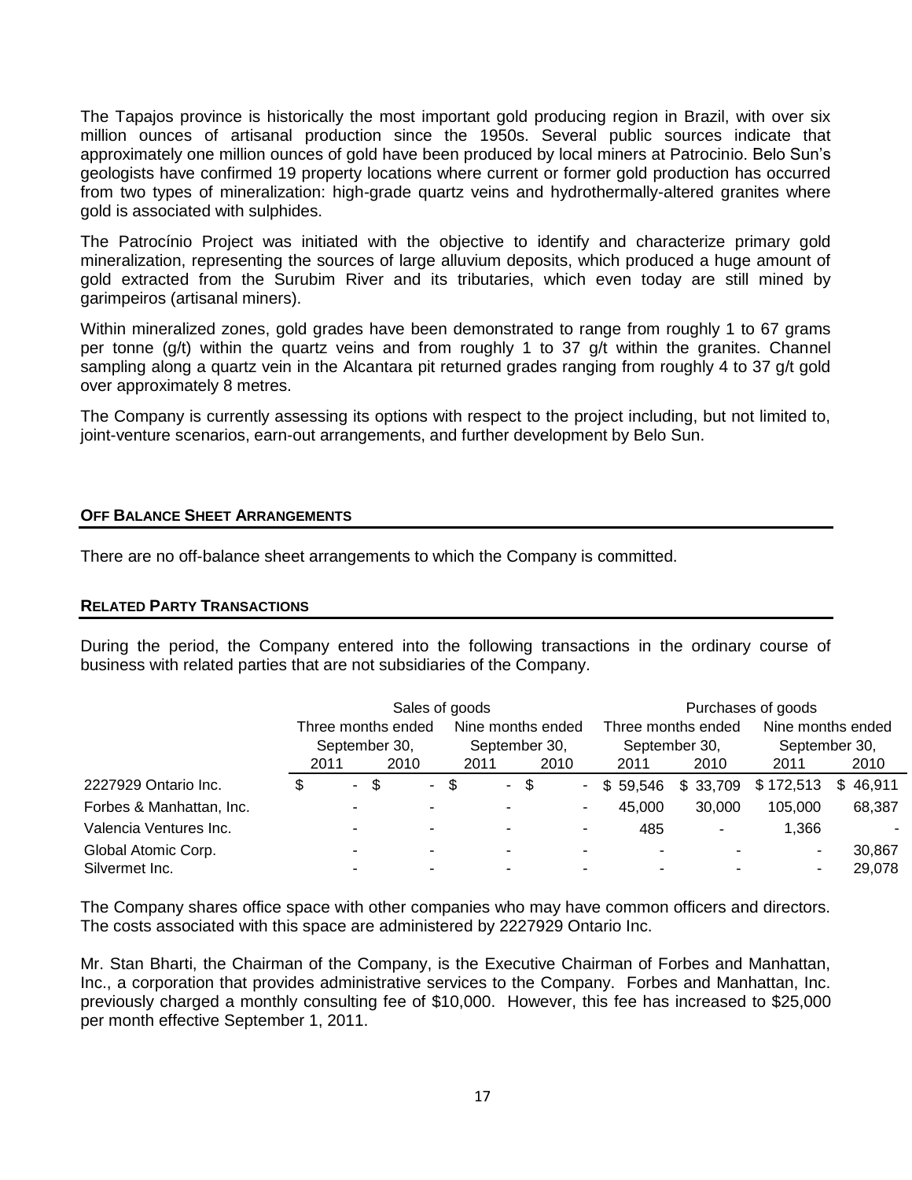The Tapajos province is historically the most important gold producing region in Brazil, with over six million ounces of artisanal production since the 1950s. Several public sources indicate that approximately one million ounces of gold have been produced by local miners at Patrocinio. Belo Sun's geologists have confirmed 19 property locations where current or former gold production has occurred from two types of mineralization: high-grade quartz veins and hydrothermally-altered granites where gold is associated with sulphides.

The Patrocínio Project was initiated with the objective to identify and characterize primary gold mineralization, representing the sources of large alluvium deposits, which produced a huge amount of gold extracted from the Surubim River and its tributaries, which even today are still mined by garimpeiros (artisanal miners).

Within mineralized zones, gold grades have been demonstrated to range from roughly 1 to 67 grams per tonne (g/t) within the quartz veins and from roughly 1 to 37 g/t within the granites. Channel sampling along a quartz vein in the Alcantara pit returned grades ranging from roughly 4 to 37 g/t gold over approximately 8 metres.

The Company is currently assessing its options with respect to the project including, but not limited to, joint-venture scenarios, earn-out arrangements, and further development by Belo Sun.

## OFF BALANCE SHEET ARRANGEMENTS

There are no off-balance sheet arrangements to which the Company is committed.

## RELATED PARTY TRANSACTIONS

During the period, the Company entered into the following transactions in the ordinary course of business with related parties that are not subsidiaries of the Company.

| | Sales of goods | | | | Purchases of goods | | | |
|---|---|---|---|---|---|---|---|---|
| | Three months ended September 30, | | Nine months ended September 30, | | Three months ended September 30, | | Nine months ended September 30, | |
| | 2011 | 2010 | 2011 | 2010 | 2011 | 2010 | 2011 | 2010 |
| 2227929 Ontario Inc. | $ - | $ - | $ - | $ - | $ 59,546 | $ 33,709 | $ 172,513 | $ 46,911 |
| Forbes & Manhattan, Inc. | - | - | - | - | 45,000 | 30,000 | 105,000 | 68,387 |
| Valencia Ventures Inc. | - | - | - | - | 485 | - | 1,366 | - |
| Global Atomic Corp. | - | - | - | - | - | - | - | 30,867 |
| Silvermet Inc. | - | - | - | - | - | - | - | 29,078 |

The Company shares office space with other companies who may have common officers and directors. The costs associated with this space are administered by 2227929 Ontario Inc.

Mr. Stan Bharti, the Chairman of the Company, is the Executive Chairman of Forbes and Manhattan, Inc., a corporation that provides administrative services to the Company. Forbes and Manhattan, Inc. previously charged a monthly consulting fee of $10,000. However, this fee has increased to $25,000 per month effective September 1, 2011.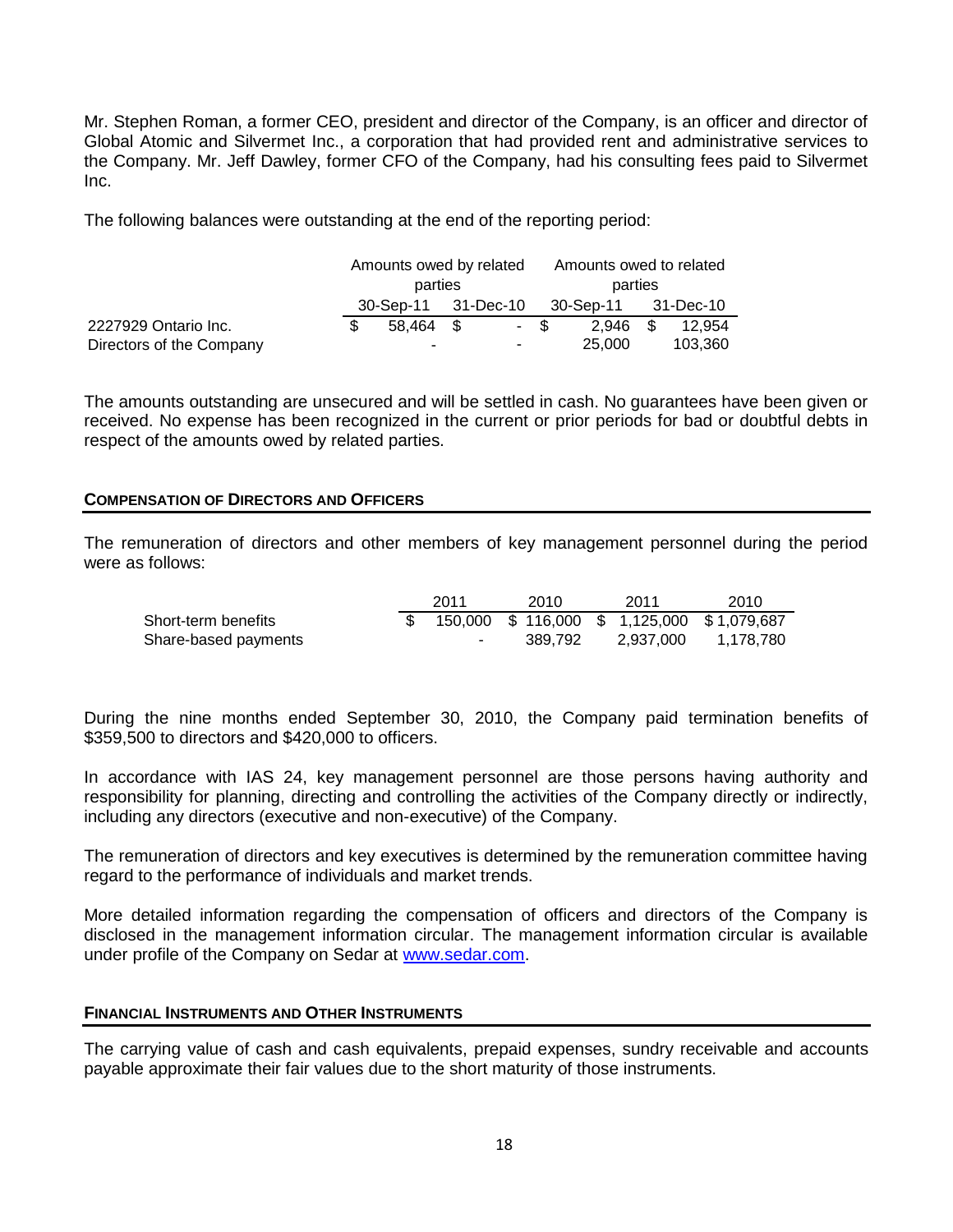Mr. Stephen Roman, a former CEO, president and director of the Company, is an officer and director of Global Atomic and Silvermet Inc., a corporation that had provided rent and administrative services to the Company. Mr. Jeff Dawley, former CFO of the Company, had his consulting fees paid to Silvermet Inc.

The following balances were outstanding at the end of the reporting period:

| | Amounts owed by related parties | | Amounts owed to related parties | |
|---|---|---|---|---|
| | 30-Sep-11 | 31-Dec-10 | 30-Sep-11 | 31-Dec-10 |
| 2227929 Ontario Inc. | $ 58,464 | $ - | $ 2,946 | $ 12,954 |
| Directors of the Company | - | - | 25,000 | 103,360 |

The amounts outstanding are unsecured and will be settled in cash. No guarantees have been given or received. No expense has been recognized in the current or prior periods for bad or doubtful debts in respect of the amounts owed by related parties.

## COMPENSATION OF DIRECTORS AND OFFICERS

The remuneration of directors and other members of key management personnel during the period were as follows:

| | 2011 | 2010 | 2011 | 2010 |
|---|---|---|---|---|
| Short-term benefits | $ 150,000 | $ 116,000 | $ 1,125,000 | $ 1,079,687 |
| Share-based payments | - | 389,792 | 2,937,000 | 1,178,780 |

During the nine months ended September 30, 2010, the Company paid termination benefits of $359,500 to directors and $420,000 to officers.

In accordance with IAS 24, key management personnel are those persons having authority and responsibility for planning, directing and controlling the activities of the Company directly or indirectly, including any directors (executive and non-executive) of the Company.

The remuneration of directors and key executives is determined by the remuneration committee having regard to the performance of individuals and market trends.

More detailed information regarding the compensation of officers and directors of the Company is disclosed in the management information circular. The management information circular is available under profile of the Company on Sedar at www.sedar.com.

## FINANCIAL INSTRUMENTS AND OTHER INSTRUMENTS

The carrying value of cash and cash equivalents, prepaid expenses, sundry receivable and accounts payable approximate their fair values due to the short maturity of those instruments.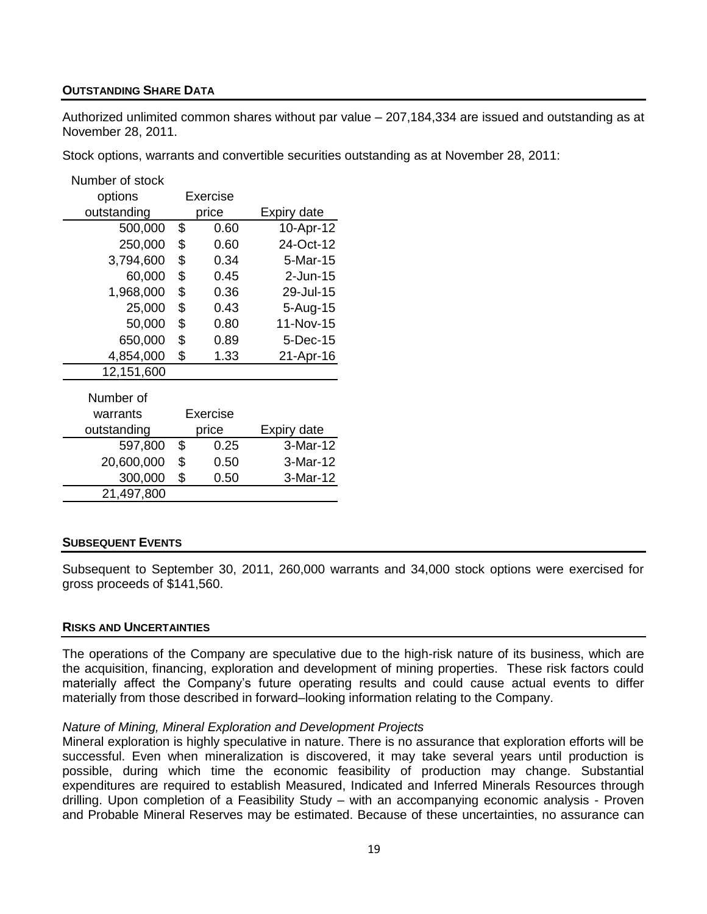## OUTSTANDING SHARE DATA

Authorized unlimited common shares without par value – 207,184,334 are issued and outstanding as at November 28, 2011.

Stock options, warrants and convertible securities outstanding as at November 28, 2011:

| Number of stock options outstanding | Exercise price | Expiry date |
|---|---|---|
| 500,000 | $ 0.60 | 10-Apr-12 |
| 250,000 | $ 0.60 | 24-Oct-12 |
| 3,794,600 | $ 0.34 | 5-Mar-15 |
| 60,000 | $ 0.45 | 2-Jun-15 |
| 1,968,000 | $ 0.36 | 29-Jul-15 |
| 25,000 | $ 0.43 | 5-Aug-15 |
| 50,000 | $ 0.80 | 11-Nov-15 |
| 650,000 | $ 0.89 | 5-Dec-15 |
| 4,854,000 | $ 1.33 | 21-Apr-16 |
| 12,151,600 | | |

| Number of warrants outstanding | Exercise price | Expiry date |
|---|---|---|
| 597,800 | $ 0.25 | 3-Mar-12 |
| 20,600,000 | $ 0.50 | 3-Mar-12 |
| 300,000 | $ 0.50 | 3-Mar-12 |
| 21,497,800 | | |

## SUBSEQUENT EVENTS

Subsequent to September 30, 2011, 260,000 warrants and 34,000 stock options were exercised for gross proceeds of $141,560.

## RISKS AND UNCERTAINTIES

The operations of the Company are speculative due to the high-risk nature of its business, which are the acquisition, financing, exploration and development of mining properties. These risk factors could materially affect the Company's future operating results and could cause actual events to differ materially from those described in forward–looking information relating to the Company.

*Nature of Mining, Mineral Exploration and Development Projects*

Mineral exploration is highly speculative in nature. There is no assurance that exploration efforts will be successful. Even when mineralization is discovered, it may take several years until production is possible, during which time the economic feasibility of production may change. Substantial expenditures are required to establish Measured, Indicated and Inferred Minerals Resources through drilling. Upon completion of a Feasibility Study – with an accompanying economic analysis - Proven and Probable Mineral Reserves may be estimated. Because of these uncertainties, no assurance can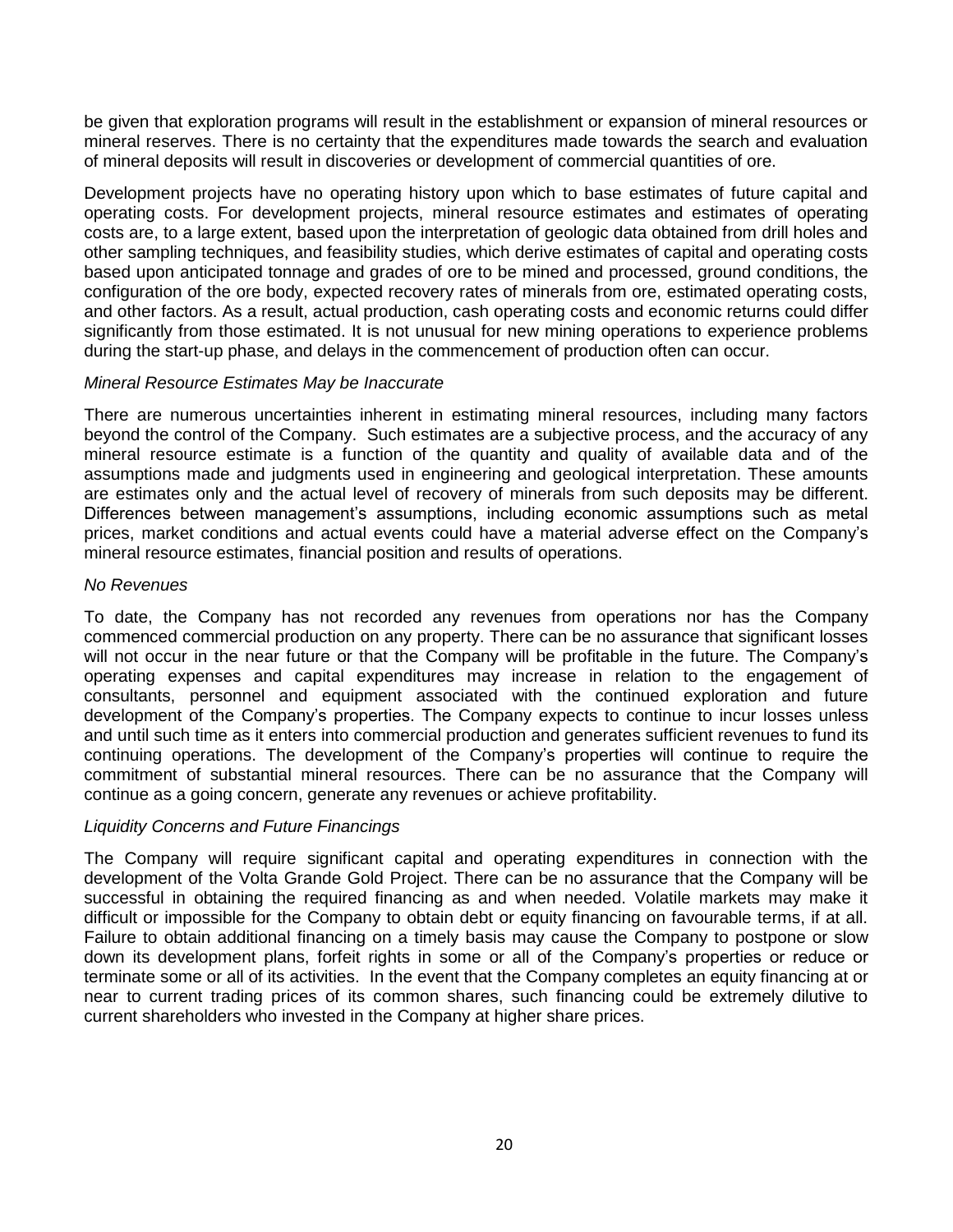be given that exploration programs will result in the establishment or expansion of mineral resources or mineral reserves. There is no certainty that the expenditures made towards the search and evaluation of mineral deposits will result in discoveries or development of commercial quantities of ore.

Development projects have no operating history upon which to base estimates of future capital and operating costs. For development projects, mineral resource estimates and estimates of operating costs are, to a large extent, based upon the interpretation of geologic data obtained from drill holes and other sampling techniques, and feasibility studies, which derive estimates of capital and operating costs based upon anticipated tonnage and grades of ore to be mined and processed, ground conditions, the configuration of the ore body, expected recovery rates of minerals from ore, estimated operating costs, and other factors. As a result, actual production, cash operating costs and economic returns could differ significantly from those estimated. It is not unusual for new mining operations to experience problems during the start-up phase, and delays in the commencement of production often can occur.

*Mineral Resource Estimates May be Inaccurate*

There are numerous uncertainties inherent in estimating mineral resources, including many factors beyond the control of the Company. Such estimates are a subjective process, and the accuracy of any mineral resource estimate is a function of the quantity and quality of available data and of the assumptions made and judgments used in engineering and geological interpretation. These amounts are estimates only and the actual level of recovery of minerals from such deposits may be different. Differences between management's assumptions, including economic assumptions such as metal prices, market conditions and actual events could have a material adverse effect on the Company's mineral resource estimates, financial position and results of operations.

*No Revenues*

To date, the Company has not recorded any revenues from operations nor has the Company commenced commercial production on any property. There can be no assurance that significant losses will not occur in the near future or that the Company will be profitable in the future. The Company's operating expenses and capital expenditures may increase in relation to the engagement of consultants, personnel and equipment associated with the continued exploration and future development of the Company's properties. The Company expects to continue to incur losses unless and until such time as it enters into commercial production and generates sufficient revenues to fund its continuing operations. The development of the Company's properties will continue to require the commitment of substantial mineral resources. There can be no assurance that the Company will continue as a going concern, generate any revenues or achieve profitability.

*Liquidity Concerns and Future Financings*

The Company will require significant capital and operating expenditures in connection with the development of the Volta Grande Gold Project. There can be no assurance that the Company will be successful in obtaining the required financing as and when needed. Volatile markets may make it difficult or impossible for the Company to obtain debt or equity financing on favourable terms, if at all. Failure to obtain additional financing on a timely basis may cause the Company to postpone or slow down its development plans, forfeit rights in some or all of the Company's properties or reduce or terminate some or all of its activities. In the event that the Company completes an equity financing at or near to current trading prices of its common shares, such financing could be extremely dilutive to current shareholders who invested in the Company at higher share prices.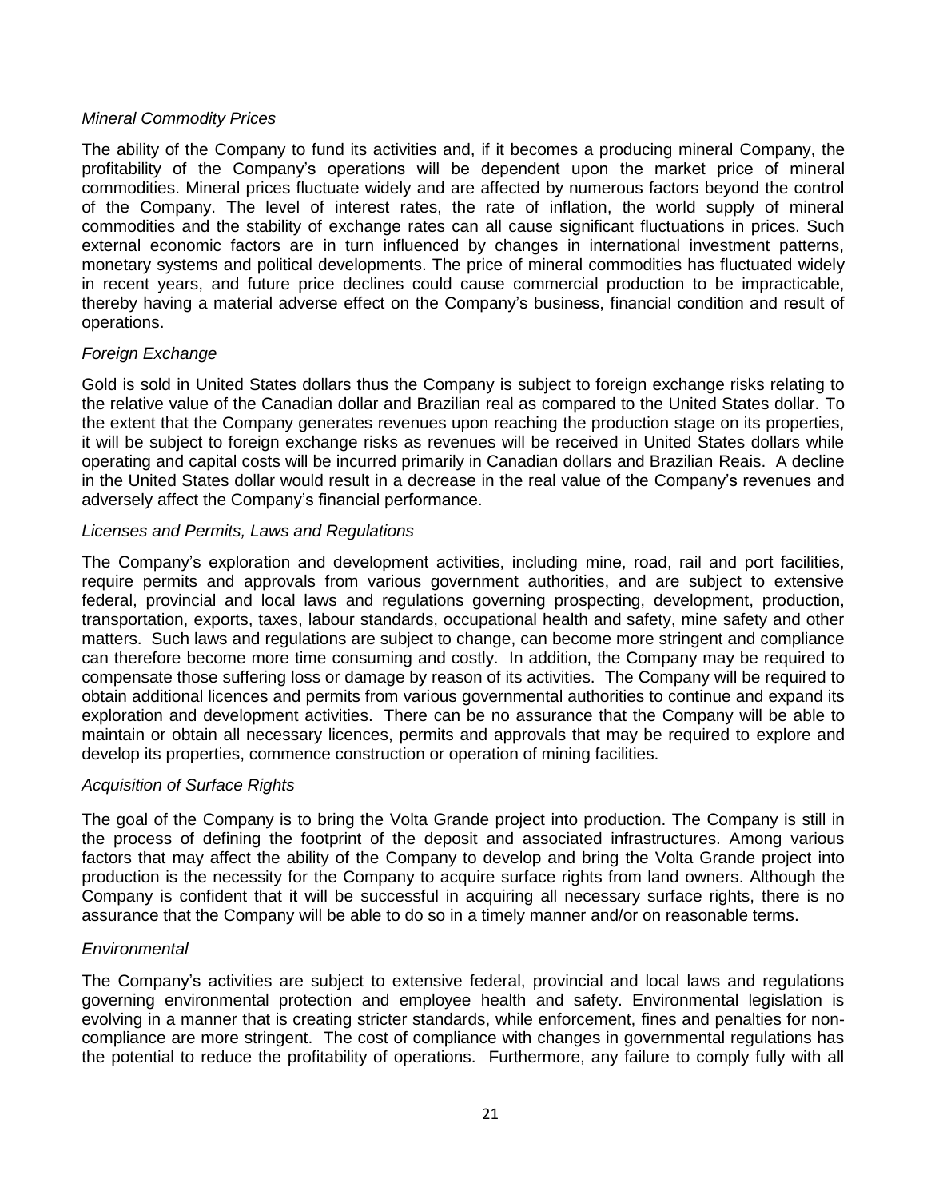*Mineral Commodity Prices*

The ability of the Company to fund its activities and, if it becomes a producing mineral Company, the profitability of the Company's operations will be dependent upon the market price of mineral commodities. Mineral prices fluctuate widely and are affected by numerous factors beyond the control of the Company. The level of interest rates, the rate of inflation, the world supply of mineral commodities and the stability of exchange rates can all cause significant fluctuations in prices. Such external economic factors are in turn influenced by changes in international investment patterns, monetary systems and political developments. The price of mineral commodities has fluctuated widely in recent years, and future price declines could cause commercial production to be impracticable, thereby having a material adverse effect on the Company's business, financial condition and result of operations.

*Foreign Exchange*

Gold is sold in United States dollars thus the Company is subject to foreign exchange risks relating to the relative value of the Canadian dollar and Brazilian real as compared to the United States dollar. To the extent that the Company generates revenues upon reaching the production stage on its properties, it will be subject to foreign exchange risks as revenues will be received in United States dollars while operating and capital costs will be incurred primarily in Canadian dollars and Brazilian Reais. A decline in the United States dollar would result in a decrease in the real value of the Company's revenues and adversely affect the Company's financial performance.

*Licenses and Permits, Laws and Regulations*

The Company's exploration and development activities, including mine, road, rail and port facilities, require permits and approvals from various government authorities, and are subject to extensive federal, provincial and local laws and regulations governing prospecting, development, production, transportation, exports, taxes, labour standards, occupational health and safety, mine safety and other matters. Such laws and regulations are subject to change, can become more stringent and compliance can therefore become more time consuming and costly. In addition, the Company may be required to compensate those suffering loss or damage by reason of its activities. The Company will be required to obtain additional licences and permits from various governmental authorities to continue and expand its exploration and development activities. There can be no assurance that the Company will be able to maintain or obtain all necessary licences, permits and approvals that may be required to explore and develop its properties, commence construction or operation of mining facilities.

*Acquisition of Surface Rights*

The goal of the Company is to bring the Volta Grande project into production. The Company is still in the process of defining the footprint of the deposit and associated infrastructures. Among various factors that may affect the ability of the Company to develop and bring the Volta Grande project into production is the necessity for the Company to acquire surface rights from land owners. Although the Company is confident that it will be successful in acquiring all necessary surface rights, there is no assurance that the Company will be able to do so in a timely manner and/or on reasonable terms.

*Environmental*

The Company's activities are subject to extensive federal, provincial and local laws and regulations governing environmental protection and employee health and safety. Environmental legislation is evolving in a manner that is creating stricter standards, while enforcement, fines and penalties for non-compliance are more stringent. The cost of compliance with changes in governmental regulations has the potential to reduce the profitability of operations. Furthermore, any failure to comply fully with all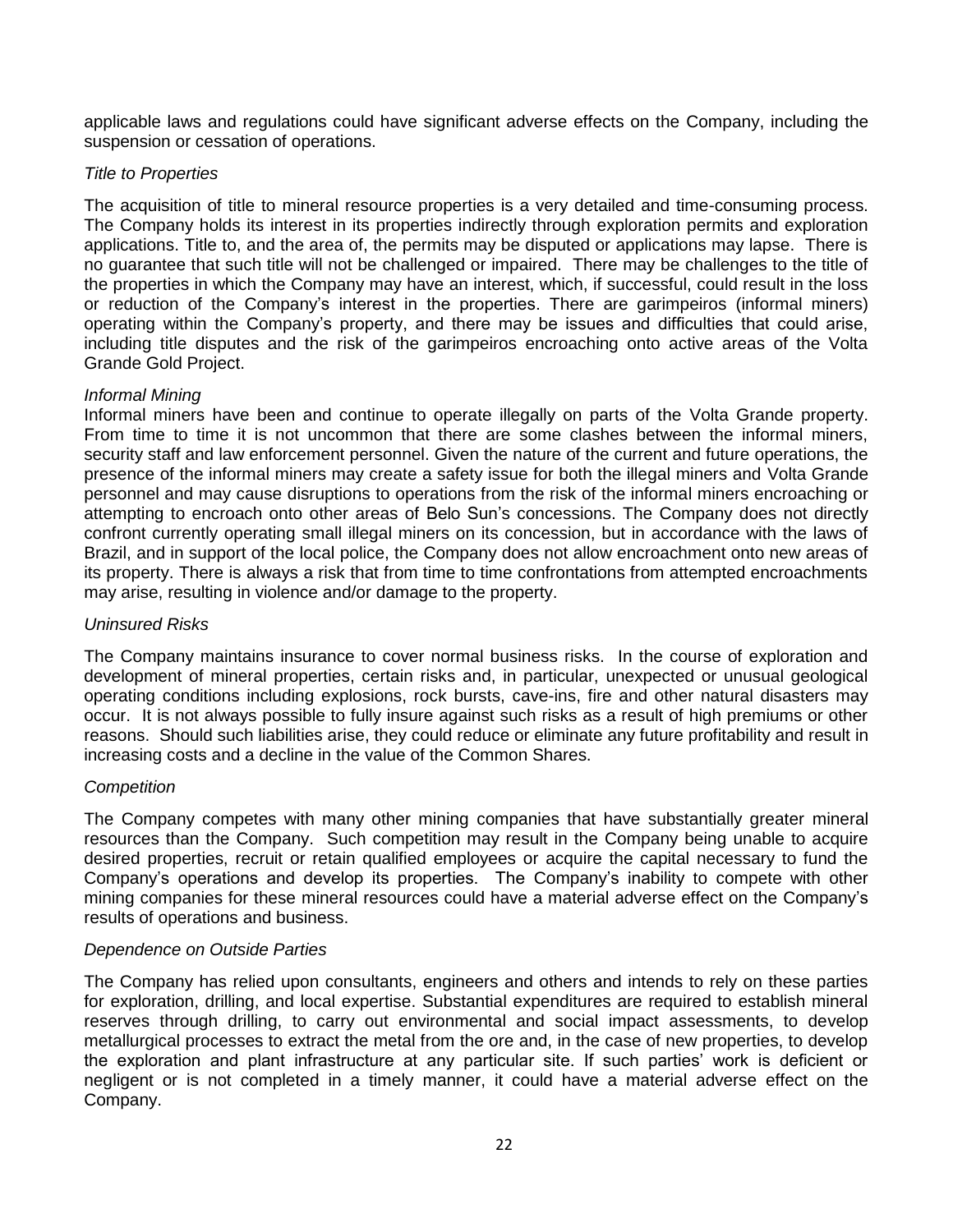applicable laws and regulations could have significant adverse effects on the Company, including the suspension or cessation of operations.

*Title to Properties*

The acquisition of title to mineral resource properties is a very detailed and time-consuming process. The Company holds its interest in its properties indirectly through exploration permits and exploration applications. Title to, and the area of, the permits may be disputed or applications may lapse. There is no guarantee that such title will not be challenged or impaired. There may be challenges to the title of the properties in which the Company may have an interest, which, if successful, could result in the loss or reduction of the Company's interest in the properties. There are garimpeiros (informal miners) operating within the Company's property, and there may be issues and difficulties that could arise, including title disputes and the risk of the garimpeiros encroaching onto active areas of the Volta Grande Gold Project.

*Informal Mining*

Informal miners have been and continue to operate illegally on parts of the Volta Grande property. From time to time it is not uncommon that there are some clashes between the informal miners, security staff and law enforcement personnel. Given the nature of the current and future operations, the presence of the informal miners may create a safety issue for both the illegal miners and Volta Grande personnel and may cause disruptions to operations from the risk of the informal miners encroaching or attempting to encroach onto other areas of Belo Sun's concessions. The Company does not directly confront currently operating small illegal miners on its concession, but in accordance with the laws of Brazil, and in support of the local police, the Company does not allow encroachment onto new areas of its property. There is always a risk that from time to time confrontations from attempted encroachments may arise, resulting in violence and/or damage to the property.

*Uninsured Risks*

The Company maintains insurance to cover normal business risks. In the course of exploration and development of mineral properties, certain risks and, in particular, unexpected or unusual geological operating conditions including explosions, rock bursts, cave-ins, fire and other natural disasters may occur. It is not always possible to fully insure against such risks as a result of high premiums or other reasons. Should such liabilities arise, they could reduce or eliminate any future profitability and result in increasing costs and a decline in the value of the Common Shares.

*Competition*

The Company competes with many other mining companies that have substantially greater mineral resources than the Company. Such competition may result in the Company being unable to acquire desired properties, recruit or retain qualified employees or acquire the capital necessary to fund the Company's operations and develop its properties. The Company's inability to compete with other mining companies for these mineral resources could have a material adverse effect on the Company's results of operations and business.

*Dependence on Outside Parties*

The Company has relied upon consultants, engineers and others and intends to rely on these parties for exploration, drilling, and local expertise. Substantial expenditures are required to establish mineral reserves through drilling, to carry out environmental and social impact assessments, to develop metallurgical processes to extract the metal from the ore and, in the case of new properties, to develop the exploration and plant infrastructure at any particular site. If such parties' work is deficient or negligent or is not completed in a timely manner, it could have a material adverse effect on the Company.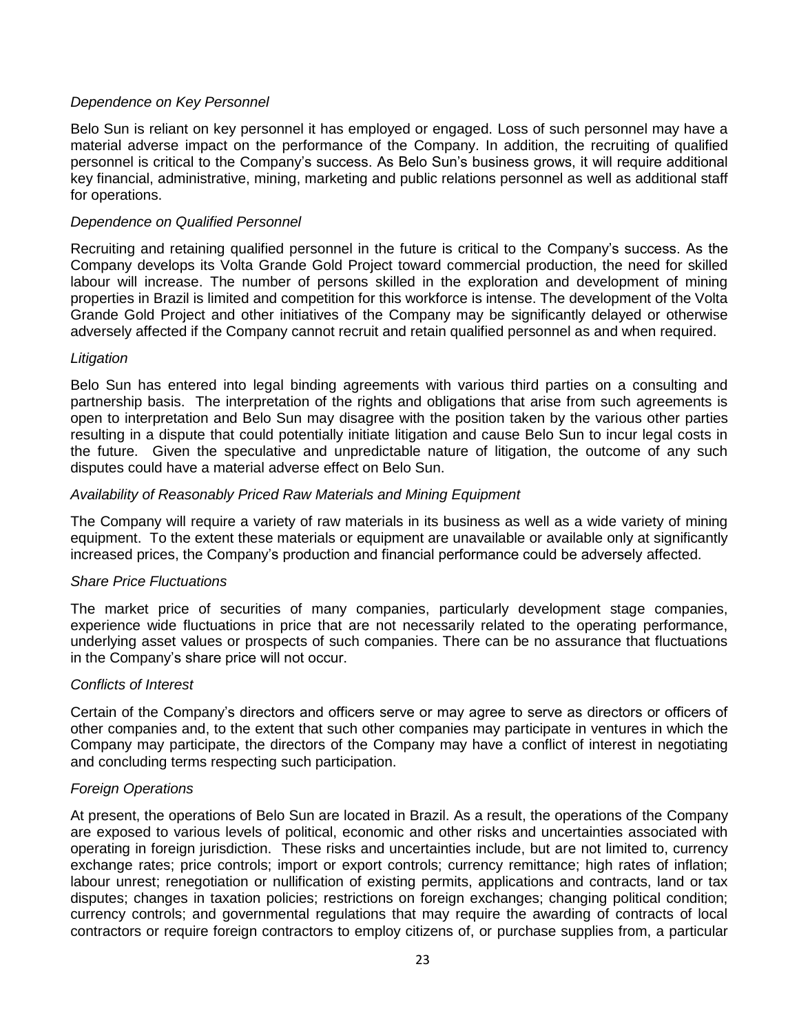*Dependence on Key Personnel*

Belo Sun is reliant on key personnel it has employed or engaged. Loss of such personnel may have a material adverse impact on the performance of the Company. In addition, the recruiting of qualified personnel is critical to the Company's success. As Belo Sun's business grows, it will require additional key financial, administrative, mining, marketing and public relations personnel as well as additional staff for operations.

*Dependence on Qualified Personnel*

Recruiting and retaining qualified personnel in the future is critical to the Company's success. As the Company develops its Volta Grande Gold Project toward commercial production, the need for skilled labour will increase. The number of persons skilled in the exploration and development of mining properties in Brazil is limited and competition for this workforce is intense. The development of the Volta Grande Gold Project and other initiatives of the Company may be significantly delayed or otherwise adversely affected if the Company cannot recruit and retain qualified personnel as and when required.

*Litigation*

Belo Sun has entered into legal binding agreements with various third parties on a consulting and partnership basis. The interpretation of the rights and obligations that arise from such agreements is open to interpretation and Belo Sun may disagree with the position taken by the various other parties resulting in a dispute that could potentially initiate litigation and cause Belo Sun to incur legal costs in the future. Given the speculative and unpredictable nature of litigation, the outcome of any such disputes could have a material adverse effect on Belo Sun.

*Availability of Reasonably Priced Raw Materials and Mining Equipment*

The Company will require a variety of raw materials in its business as well as a wide variety of mining equipment. To the extent these materials or equipment are unavailable or available only at significantly increased prices, the Company's production and financial performance could be adversely affected.

*Share Price Fluctuations*

The market price of securities of many companies, particularly development stage companies, experience wide fluctuations in price that are not necessarily related to the operating performance, underlying asset values or prospects of such companies. There can be no assurance that fluctuations in the Company's share price will not occur.

*Conflicts of Interest*

Certain of the Company's directors and officers serve or may agree to serve as directors or officers of other companies and, to the extent that such other companies may participate in ventures in which the Company may participate, the directors of the Company may have a conflict of interest in negotiating and concluding terms respecting such participation.

*Foreign Operations*

At present, the operations of Belo Sun are located in Brazil. As a result, the operations of the Company are exposed to various levels of political, economic and other risks and uncertainties associated with operating in foreign jurisdiction. These risks and uncertainties include, but are not limited to, currency exchange rates; price controls; import or export controls; currency remittance; high rates of inflation; labour unrest; renegotiation or nullification of existing permits, applications and contracts, land or tax disputes; changes in taxation policies; restrictions on foreign exchanges; changing political condition; currency controls; and governmental regulations that may require the awarding of contracts of local contractors or require foreign contractors to employ citizens of, or purchase supplies from, a particular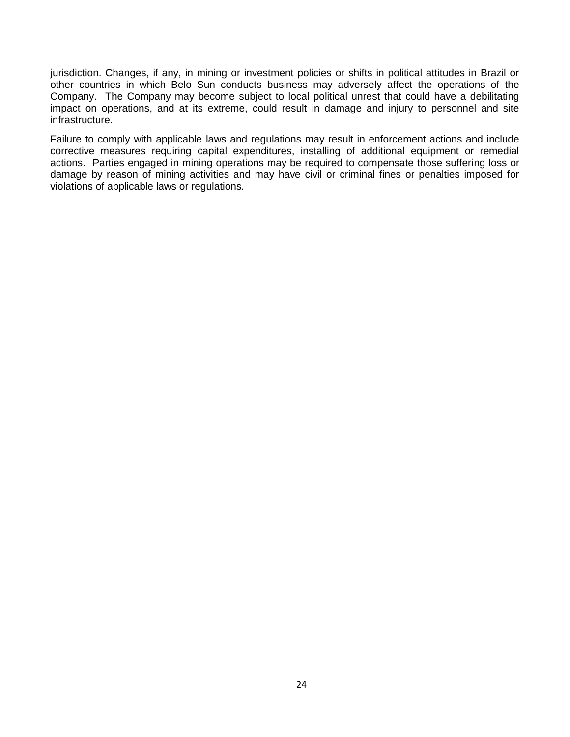jurisdiction. Changes, if any, in mining or investment policies or shifts in political attitudes in Brazil or other countries in which Belo Sun conducts business may adversely affect the operations of the Company. The Company may become subject to local political unrest that could have a debilitating impact on operations, and at its extreme, could result in damage and injury to personnel and site infrastructure.

Failure to comply with applicable laws and regulations may result in enforcement actions and include corrective measures requiring capital expenditures, installing of additional equipment or remedial actions. Parties engaged in mining operations may be required to compensate those suffering loss or damage by reason of mining activities and may have civil or criminal fines or penalties imposed for violations of applicable laws or regulations.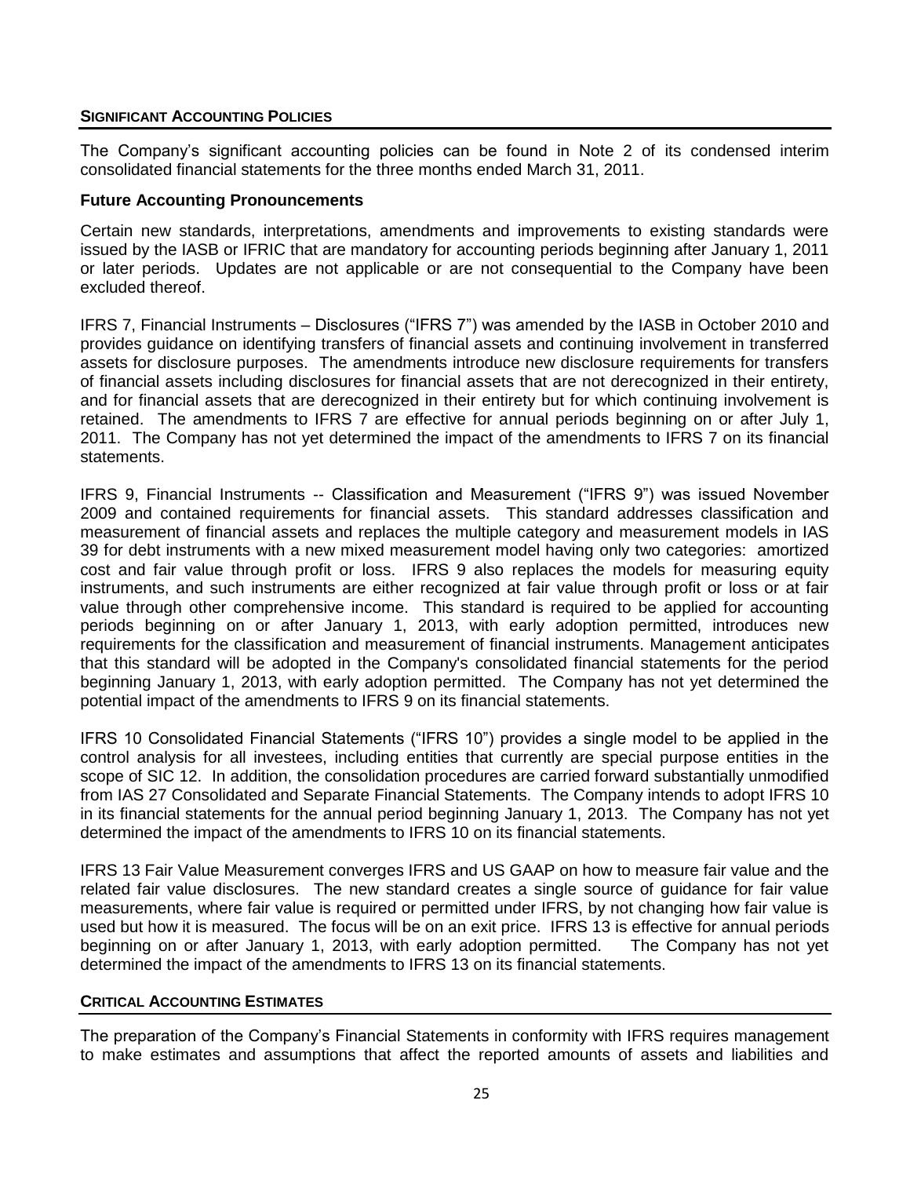## SIGNIFICANT ACCOUNTING POLICIES

The Company's significant accounting policies can be found in Note 2 of its condensed interim consolidated financial statements for the three months ended March 31, 2011.

### Future Accounting Pronouncements

Certain new standards, interpretations, amendments and improvements to existing standards were issued by the IASB or IFRIC that are mandatory for accounting periods beginning after January 1, 2011 or later periods. Updates are not applicable or are not consequential to the Company have been excluded thereof.

IFRS 7, Financial Instruments – Disclosures ("IFRS 7") was amended by the IASB in October 2010 and provides guidance on identifying transfers of financial assets and continuing involvement in transferred assets for disclosure purposes. The amendments introduce new disclosure requirements for transfers of financial assets including disclosures for financial assets that are not derecognized in their entirety, and for financial assets that are derecognized in their entirety but for which continuing involvement is retained. The amendments to IFRS 7 are effective for annual periods beginning on or after July 1, 2011. The Company has not yet determined the impact of the amendments to IFRS 7 on its financial statements.

IFRS 9, Financial Instruments -- Classification and Measurement ("IFRS 9") was issued November 2009 and contained requirements for financial assets. This standard addresses classification and measurement of financial assets and replaces the multiple category and measurement models in IAS 39 for debt instruments with a new mixed measurement model having only two categories: amortized cost and fair value through profit or loss. IFRS 9 also replaces the models for measuring equity instruments, and such instruments are either recognized at fair value through profit or loss or at fair value through other comprehensive income. This standard is required to be applied for accounting periods beginning on or after January 1, 2013, with early adoption permitted, introduces new requirements for the classification and measurement of financial instruments. Management anticipates that this standard will be adopted in the Company's consolidated financial statements for the period beginning January 1, 2013, with early adoption permitted. The Company has not yet determined the potential impact of the amendments to IFRS 9 on its financial statements.

IFRS 10 Consolidated Financial Statements ("IFRS 10") provides a single model to be applied in the control analysis for all investees, including entities that currently are special purpose entities in the scope of SIC 12. In addition, the consolidation procedures are carried forward substantially unmodified from IAS 27 Consolidated and Separate Financial Statements. The Company intends to adopt IFRS 10 in its financial statements for the annual period beginning January 1, 2013. The Company has not yet determined the impact of the amendments to IFRS 10 on its financial statements.

IFRS 13 Fair Value Measurement converges IFRS and US GAAP on how to measure fair value and the related fair value disclosures. The new standard creates a single source of guidance for fair value measurements, where fair value is required or permitted under IFRS, by not changing how fair value is used but how it is measured. The focus will be on an exit price. IFRS 13 is effective for annual periods beginning on or after January 1, 2013, with early adoption permitted. The Company has not yet determined the impact of the amendments to IFRS 13 on its financial statements.

## CRITICAL ACCOUNTING ESTIMATES

The preparation of the Company's Financial Statements in conformity with IFRS requires management to make estimates and assumptions that affect the reported amounts of assets and liabilities and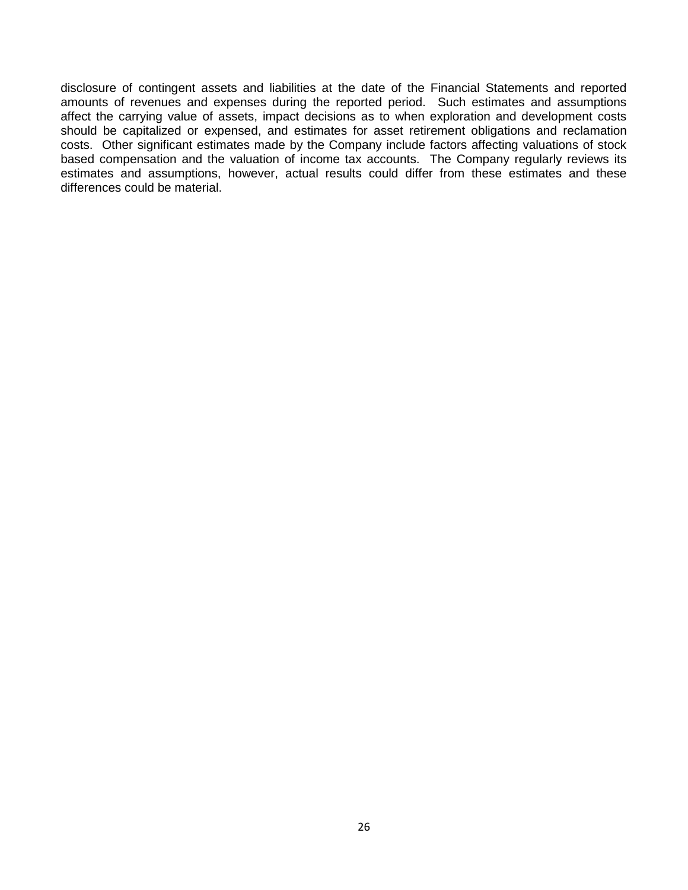disclosure of contingent assets and liabilities at the date of the Financial Statements and reported amounts of revenues and expenses during the reported period. Such estimates and assumptions affect the carrying value of assets, impact decisions as to when exploration and development costs should be capitalized or expensed, and estimates for asset retirement obligations and reclamation costs. Other significant estimates made by the Company include factors affecting valuations of stock based compensation and the valuation of income tax accounts. The Company regularly reviews its estimates and assumptions, however, actual results could differ from these estimates and these differences could be material.